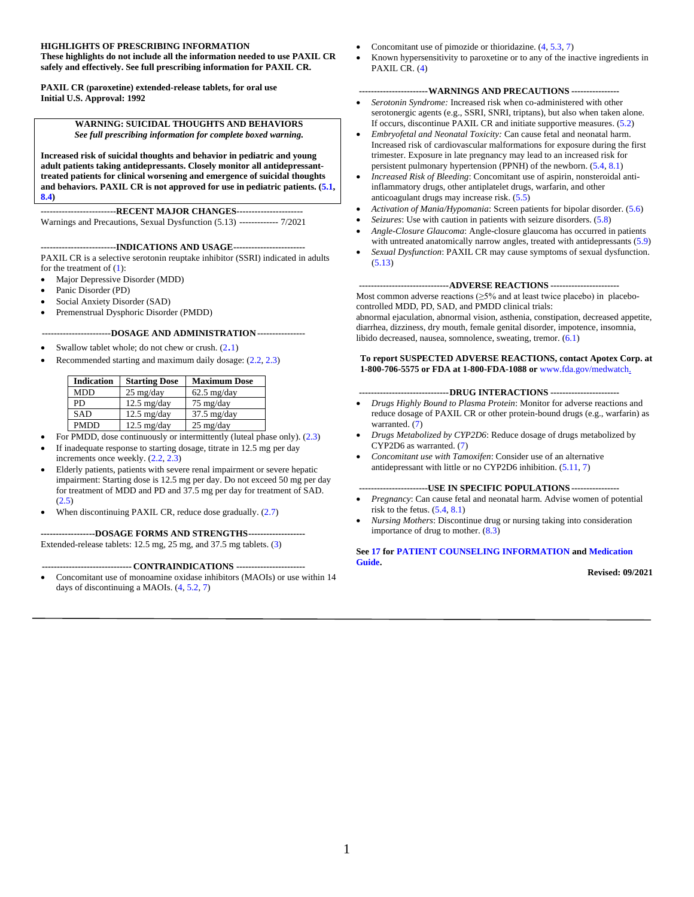**HIGHLIGHTS OF PRESCRIBING INFORMATION**
**These highlights do not include all the information needed to use PAXIL CR safely and effectively. See full prescribing information for PAXIL CR.**

**PAXIL CR (paroxetine) extended-release tablets, for oral use**
**Initial U.S. Approval: 1992**

**WARNING: SUICIDAL THOUGHTS AND BEHAVIORS**
***See full prescribing information for complete boxed warning.***

**Increased risk of suicidal thoughts and behavior in pediatric and young adult patients taking antidepressants. Closely monitor all antidepressant-treated patients for clinical worsening and emergence of suicidal thoughts and behaviors. PAXIL CR is not approved for use in pediatric patients. (5.1, 8.4)**

## RECENT MAJOR CHANGES

Warnings and Precautions, Sexual Dysfunction (5.13) ------------- 7/2021

## INDICATIONS AND USAGE

PAXIL CR is a selective serotonin reuptake inhibitor (SSRI) indicated in adults for the treatment of (1):

- Major Depressive Disorder (MDD)
- Panic Disorder (PD)
- Social Anxiety Disorder (SAD)
- Premenstrual Dysphoric Disorder (PMDD)

## DOSAGE AND ADMINISTRATION

- Swallow tablet whole; do not chew or crush. (2.1)
- Recommended starting and maximum daily dosage: (2.2, 2.3)

| Indication | Starting Dose | Maximum Dose |
|---|---|---|
| MDD | 25 mg/day | 62.5 mg/day |
| PD | 12.5 mg/day | 75 mg/day |
| SAD | 12.5 mg/day | 37.5 mg/day |
| PMDD | 12.5 mg/day | 25 mg/day |

- For PMDD, dose continuously or intermittently (luteal phase only). (2.3)
- If inadequate response to starting dosage, titrate in 12.5 mg per day increments once weekly. (2.2, 2.3)
- Elderly patients, patients with severe renal impairment or severe hepatic impairment: Starting dose is 12.5 mg per day. Do not exceed 50 mg per day for treatment of MDD and PD and 37.5 mg per day for treatment of SAD. (2.5)
- When discontinuing PAXIL CR, reduce dose gradually. (2.7)

## DOSAGE FORMS AND STRENGTHS

Extended-release tablets: 12.5 mg, 25 mg, and 37.5 mg tablets. (3)

## CONTRAINDICATIONS

- Concomitant use of monoamine oxidase inhibitors (MAOIs) or use within 14 days of discontinuing a MAOIs. (4, 5.2, 7)
- Concomitant use of pimozide or thioridazine. (4, 5.3, 7)
- Known hypersensitivity to paroxetine or to any of the inactive ingredients in PAXIL CR. (4)

## WARNINGS AND PRECAUTIONS

- *Serotonin Syndrome:* Increased risk when co-administered with other serotonergic agents (e.g., SSRI, SNRI, triptans), but also when taken alone. If occurs, discontinue PAXIL CR and initiate supportive measures. (5.2)
- *Embryofetal and Neonatal Toxicity:* Can cause fetal and neonatal harm. Increased risk of cardiovascular malformations for exposure during the first trimester. Exposure in late pregnancy may lead to an increased risk for persistent pulmonary hypertension (PPNH) of the newborn. (5.4, 8.1)
- *Increased Risk of Bleeding*: Concomitant use of aspirin, nonsteroidal anti-inflammatory drugs, other antiplatelet drugs, warfarin, and other anticoagulant drugs may increase risk. (5.5)
- *Activation of Mania/Hypomania*: Screen patients for bipolar disorder. (5.6)
- *Seizures*: Use with caution in patients with seizure disorders. (5.8)
- *Angle-Closure Glaucoma*: Angle-closure glaucoma has occurred in patients with untreated anatomically narrow angles, treated with antidepressants (5.9)
- *Sexual Dysfunction*: PAXIL CR may cause symptoms of sexual dysfunction. (5.13)

## ADVERSE REACTIONS

Most common adverse reactions (≥5% and at least twice placebo) in placebo-controlled MDD, PD, SAD, and PMDD clinical trials:
abnormal ejaculation, abnormal vision, asthenia, constipation, decreased appetite, diarrhea, dizziness, dry mouth, female genital disorder, impotence, insomnia, libido decreased, nausea, somnolence, sweating, tremor. (6.1)

**To report SUSPECTED ADVERSE REACTIONS, contact Apotex Corp. at 1-800-706-5575 or FDA at 1-800-FDA-1088 or** www.fda.gov/medwatch.

## DRUG INTERACTIONS

- *Drugs Highly Bound to Plasma Protein*: Monitor for adverse reactions and reduce dosage of PAXIL CR or other protein-bound drugs (e.g., warfarin) as warranted. (7)
- *Drugs Metabolized by CYP2D6*: Reduce dosage of drugs metabolized by CYP2D6 as warranted. (7)
- *Concomitant use with Tamoxifen*: Consider use of an alternative antidepressant with little or no CYP2D6 inhibition. (5.11, 7)

## USE IN SPECIFIC POPULATIONS

- *Pregnancy*: Can cause fetal and neonatal harm. Advise women of potential risk to the fetus. (5.4, 8.1)
- *Nursing Mothers*: Discontinue drug or nursing taking into consideration importance of drug to mother. (8.3)

**See 17 for PATIENT COUNSELING INFORMATION and Medication Guide.**

**Revised: 09/2021**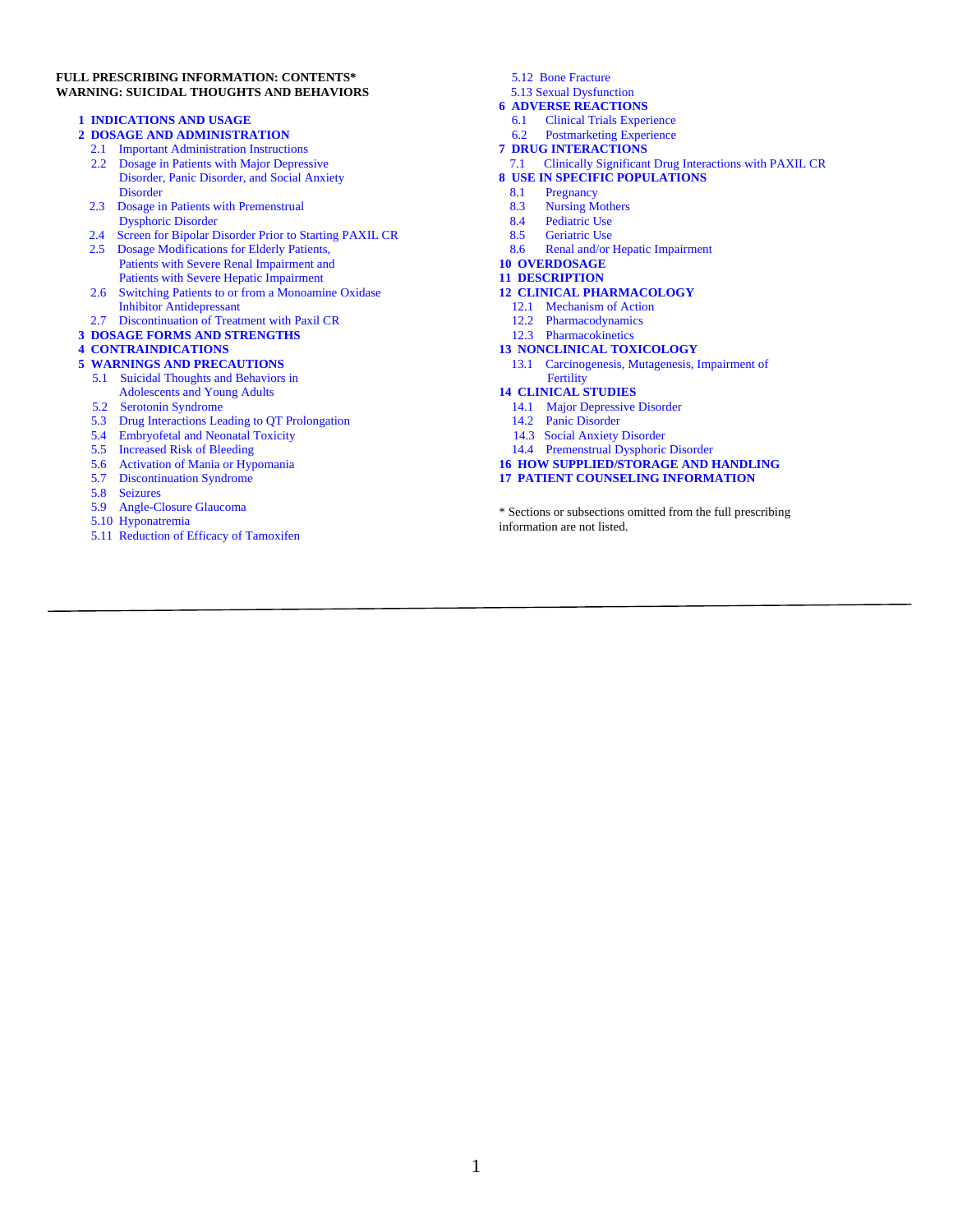**FULL PRESCRIBING INFORMATION: CONTENTS***
**WARNING: SUICIDAL THOUGHTS AND BEHAVIORS**

**1 INDICATIONS AND USAGE**

**2 DOSAGE AND ADMINISTRATION**
- 2.1 Important Administration Instructions
- 2.2 Dosage in Patients with Major Depressive Disorder, Panic Disorder, and Social Anxiety Disorder
- 2.3 Dosage in Patients with Premenstrual Dysphoric Disorder
- 2.4 Screen for Bipolar Disorder Prior to Starting PAXIL CR
- 2.5 Dosage Modifications for Elderly Patients, Patients with Severe Renal Impairment and Patients with Severe Hepatic Impairment
- 2.6 Switching Patients to or from a Monoamine Oxidase Inhibitor Antidepressant
- 2.7 Discontinuation of Treatment with Paxil CR

**3 DOSAGE FORMS AND STRENGTHS**

**4 CONTRAINDICATIONS**

**5 WARNINGS AND PRECAUTIONS**
- 5.1 Suicidal Thoughts and Behaviors in Adolescents and Young Adults
- 5.2 Serotonin Syndrome
- 5.3 Drug Interactions Leading to QT Prolongation
- 5.4 Embryofetal and Neonatal Toxicity
- 5.5 Increased Risk of Bleeding
- 5.6 Activation of Mania or Hypomania
- 5.7 Discontinuation Syndrome
- 5.8 Seizures
- 5.9 Angle-Closure Glaucoma
- 5.10 Hyponatremia
- 5.11 Reduction of Efficacy of Tamoxifen
- 5.12 Bone Fracture
- 5.13 Sexual Dysfunction

**6 ADVERSE REACTIONS**
- 6.1 Clinical Trials Experience
- 6.2 Postmarketing Experience

**7 DRUG INTERACTIONS**
- 7.1 Clinically Significant Drug Interactions with PAXIL CR

**8 USE IN SPECIFIC POPULATIONS**
- 8.1 Pregnancy
- 8.3 Nursing Mothers
- 8.4 Pediatric Use
- 8.5 Geriatric Use
- 8.6 Renal and/or Hepatic Impairment

**10 OVERDOSAGE**

**11 DESCRIPTION**

**12 CLINICAL PHARMACOLOGY**
- 12.1 Mechanism of Action
- 12.2 Pharmacodynamics
- 12.3 Pharmacokinetics

**13 NONCLINICAL TOXICOLOGY**
- 13.1 Carcinogenesis, Mutagenesis, Impairment of Fertility

**14 CLINICAL STUDIES**
- 14.1 Major Depressive Disorder
- 14.2 Panic Disorder
- 14.3 Social Anxiety Disorder
- 14.4 Premenstrual Dysphoric Disorder

**16 HOW SUPPLIED/STORAGE AND HANDLING**

**17 PATIENT COUNSELING INFORMATION**

\* Sections or subsections omitted from the full prescribing information are not listed.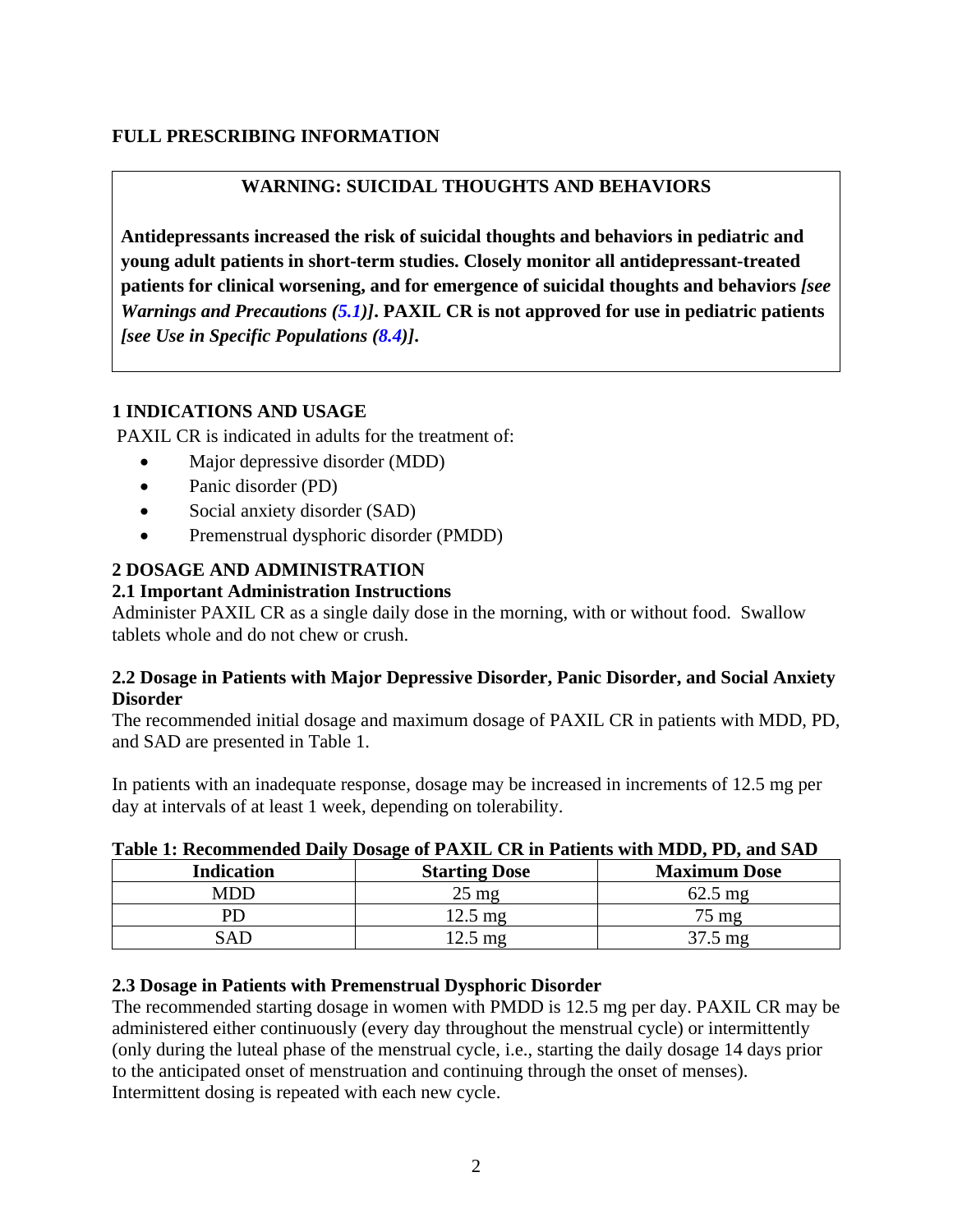# FULL PRESCRIBING INFORMATION

**WARNING: SUICIDAL THOUGHTS AND BEHAVIORS**

**Antidepressants increased the risk of suicidal thoughts and behaviors in pediatric and young adult patients in short-term studies. Closely monitor all antidepressant-treated patients for clinical worsening, and for emergence of suicidal thoughts and behaviors *[see Warnings and Precautions (5.1)]*. PAXIL CR is not approved for use in pediatric patients *[see Use in Specific Populations (8.4)]*.**

## 1 INDICATIONS AND USAGE

PAXIL CR is indicated in adults for the treatment of:

- Major depressive disorder (MDD)
- Panic disorder (PD)
- Social anxiety disorder (SAD)
- Premenstrual dysphoric disorder (PMDD)

## 2 DOSAGE AND ADMINISTRATION

### 2.1 Important Administration Instructions

Administer PAXIL CR as a single daily dose in the morning, with or without food. Swallow tablets whole and do not chew or crush.

### 2.2 Dosage in Patients with Major Depressive Disorder, Panic Disorder, and Social Anxiety Disorder

The recommended initial dosage and maximum dosage of PAXIL CR in patients with MDD, PD, and SAD are presented in Table 1.

In patients with an inadequate response, dosage may be increased in increments of 12.5 mg per day at intervals of at least 1 week, depending on tolerability.

**Table 1: Recommended Daily Dosage of PAXIL CR in Patients with MDD, PD, and SAD**

| Indication | Starting Dose | Maximum Dose |
|---|---|---|
| MDD | 25 mg | 62.5 mg |
| PD | 12.5 mg | 75 mg |
| SAD | 12.5 mg | 37.5 mg |

### 2.3 Dosage in Patients with Premenstrual Dysphoric Disorder

The recommended starting dosage in women with PMDD is 12.5 mg per day. PAXIL CR may be administered either continuously (every day throughout the menstrual cycle) or intermittently (only during the luteal phase of the menstrual cycle, i.e., starting the daily dosage 14 days prior to the anticipated onset of menstruation and continuing through the onset of menses). Intermittent dosing is repeated with each new cycle.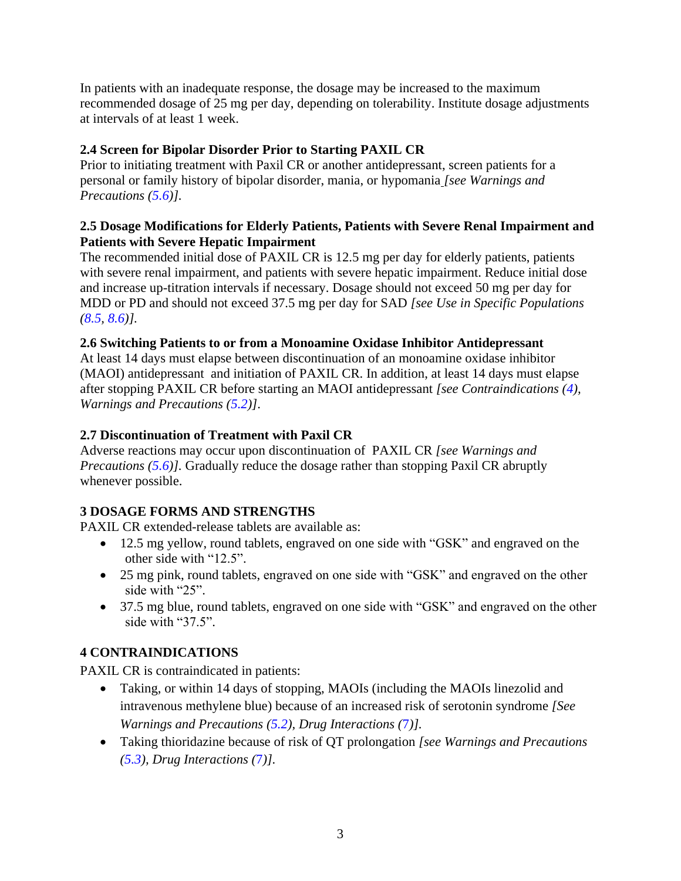In patients with an inadequate response, the dosage may be increased to the maximum recommended dosage of 25 mg per day, depending on tolerability. Institute dosage adjustments at intervals of at least 1 week.

### 2.4 Screen for Bipolar Disorder Prior to Starting PAXIL CR

Prior to initiating treatment with Paxil CR or another antidepressant, screen patients for a personal or family history of bipolar disorder, mania, or hypomania *[see Warnings and Precautions (5.6)]*.

### 2.5 Dosage Modifications for Elderly Patients, Patients with Severe Renal Impairment and Patients with Severe Hepatic Impairment

The recommended initial dose of PAXIL CR is 12.5 mg per day for elderly patients, patients with severe renal impairment, and patients with severe hepatic impairment. Reduce initial dose and increase up-titration intervals if necessary. Dosage should not exceed 50 mg per day for MDD or PD and should not exceed 37.5 mg per day for SAD *[see Use in Specific Populations (8.5, 8.6)]*.

### 2.6 Switching Patients to or from a Monoamine Oxidase Inhibitor Antidepressant

At least 14 days must elapse between discontinuation of an monoamine oxidase inhibitor (MAOI) antidepressant and initiation of PAXIL CR. In addition, at least 14 days must elapse after stopping PAXIL CR before starting an MAOI antidepressant *[see Contraindications (4), Warnings and Precautions (5.2)]*.

### 2.7 Discontinuation of Treatment with Paxil CR

Adverse reactions may occur upon discontinuation of PAXIL CR *[see Warnings and Precautions (5.6)]*. Gradually reduce the dosage rather than stopping Paxil CR abruptly whenever possible.

## 3 DOSAGE FORMS AND STRENGTHS

PAXIL CR extended-release tablets are available as:

- 12.5 mg yellow, round tablets, engraved on one side with "GSK" and engraved on the other side with "12.5".
- 25 mg pink, round tablets, engraved on one side with "GSK" and engraved on the other side with "25".
- 37.5 mg blue, round tablets, engraved on one side with "GSK" and engraved on the other side with "37.5".

## 4 CONTRAINDICATIONS

PAXIL CR is contraindicated in patients:

- Taking, or within 14 days of stopping, MAOIs (including the MAOIs linezolid and intravenous methylene blue) because of an increased risk of serotonin syndrome *[See Warnings and Precautions (5.2), Drug Interactions (7)]*.
- Taking thioridazine because of risk of QT prolongation *[see Warnings and Precautions (5.3), Drug Interactions (7)]*.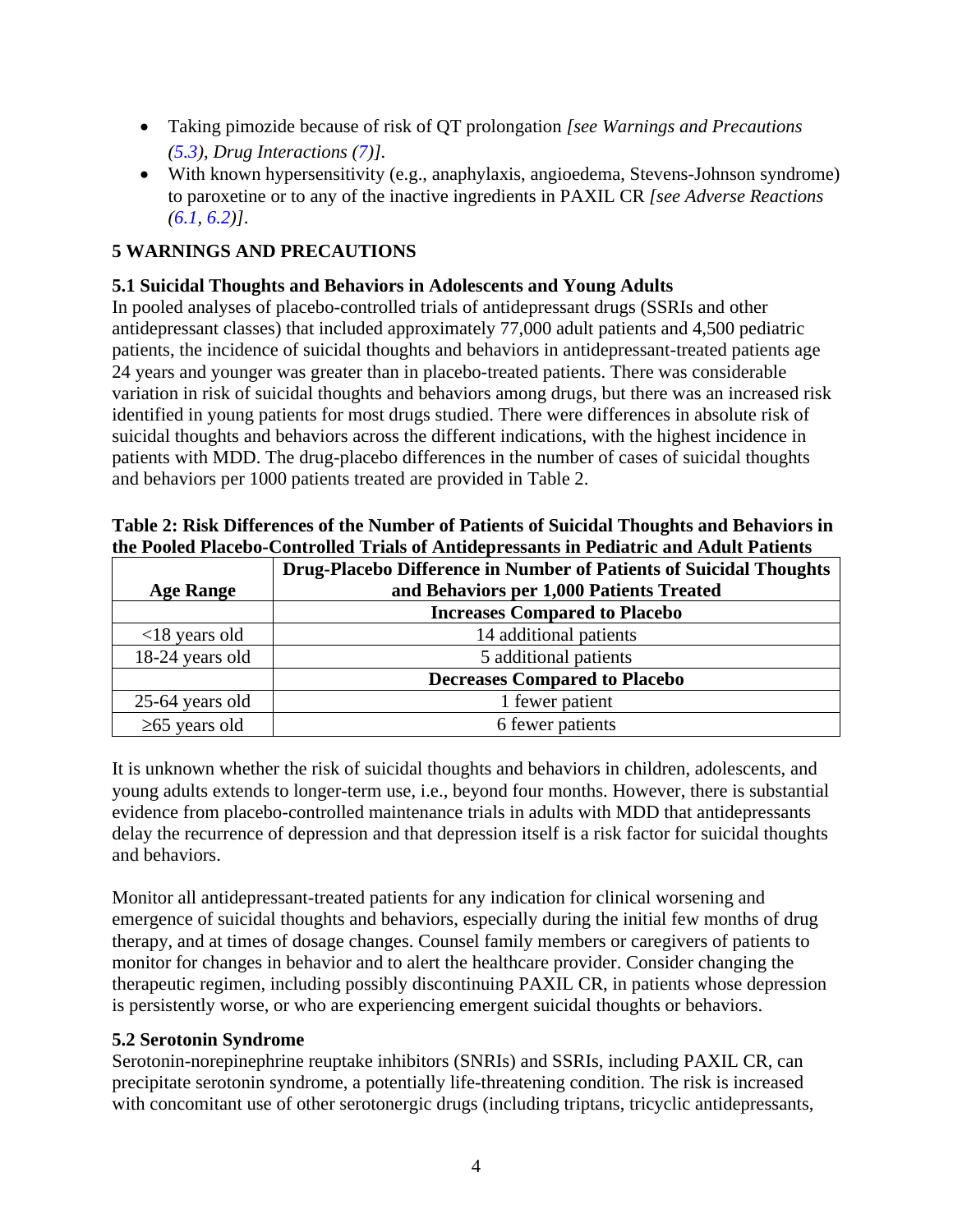- Taking pimozide because of risk of QT prolongation *[see Warnings and Precautions (5.3), Drug Interactions (7)]*.
- With known hypersensitivity (e.g., anaphylaxis, angioedema, Stevens-Johnson syndrome) to paroxetine or to any of the inactive ingredients in PAXIL CR *[see Adverse Reactions (6.1, 6.2)]*.

## 5 WARNINGS AND PRECAUTIONS

### 5.1 Suicidal Thoughts and Behaviors in Adolescents and Young Adults

In pooled analyses of placebo-controlled trials of antidepressant drugs (SSRIs and other antidepressant classes) that included approximately 77,000 adult patients and 4,500 pediatric patients, the incidence of suicidal thoughts and behaviors in antidepressant-treated patients age 24 years and younger was greater than in placebo-treated patients. There was considerable variation in risk of suicidal thoughts and behaviors among drugs, but there was an increased risk identified in young patients for most drugs studied. There were differences in absolute risk of suicidal thoughts and behaviors across the different indications, with the highest incidence in patients with MDD. The drug-placebo differences in the number of cases of suicidal thoughts and behaviors per 1000 patients treated are provided in Table 2.

**Table 2: Risk Differences of the Number of Patients of Suicidal Thoughts and Behaviors in the Pooled Placebo-Controlled Trials of Antidepressants in Pediatric and Adult Patients**

| Age Range | Drug-Placebo Difference in Number of Patients of Suicidal Thoughts and Behaviors per 1,000 Patients Treated |
|---|---|
| | **Increases Compared to Placebo** |
| <18 years old | 14 additional patients |
| 18-24 years old | 5 additional patients |
| | **Decreases Compared to Placebo** |
| 25-64 years old | 1 fewer patient |
| ≥65 years old | 6 fewer patients |

It is unknown whether the risk of suicidal thoughts and behaviors in children, adolescents, and young adults extends to longer-term use, i.e., beyond four months. However, there is substantial evidence from placebo-controlled maintenance trials in adults with MDD that antidepressants delay the recurrence of depression and that depression itself is a risk factor for suicidal thoughts and behaviors.

Monitor all antidepressant-treated patients for any indication for clinical worsening and emergence of suicidal thoughts and behaviors, especially during the initial few months of drug therapy, and at times of dosage changes. Counsel family members or caregivers of patients to monitor for changes in behavior and to alert the healthcare provider. Consider changing the therapeutic regimen, including possibly discontinuing PAXIL CR, in patients whose depression is persistently worse, or who are experiencing emergent suicidal thoughts or behaviors.

### 5.2 Serotonin Syndrome

Serotonin-norepinephrine reuptake inhibitors (SNRIs) and SSRIs, including PAXIL CR, can precipitate serotonin syndrome, a potentially life-threatening condition. The risk is increased with concomitant use of other serotonergic drugs (including triptans, tricyclic antidepressants,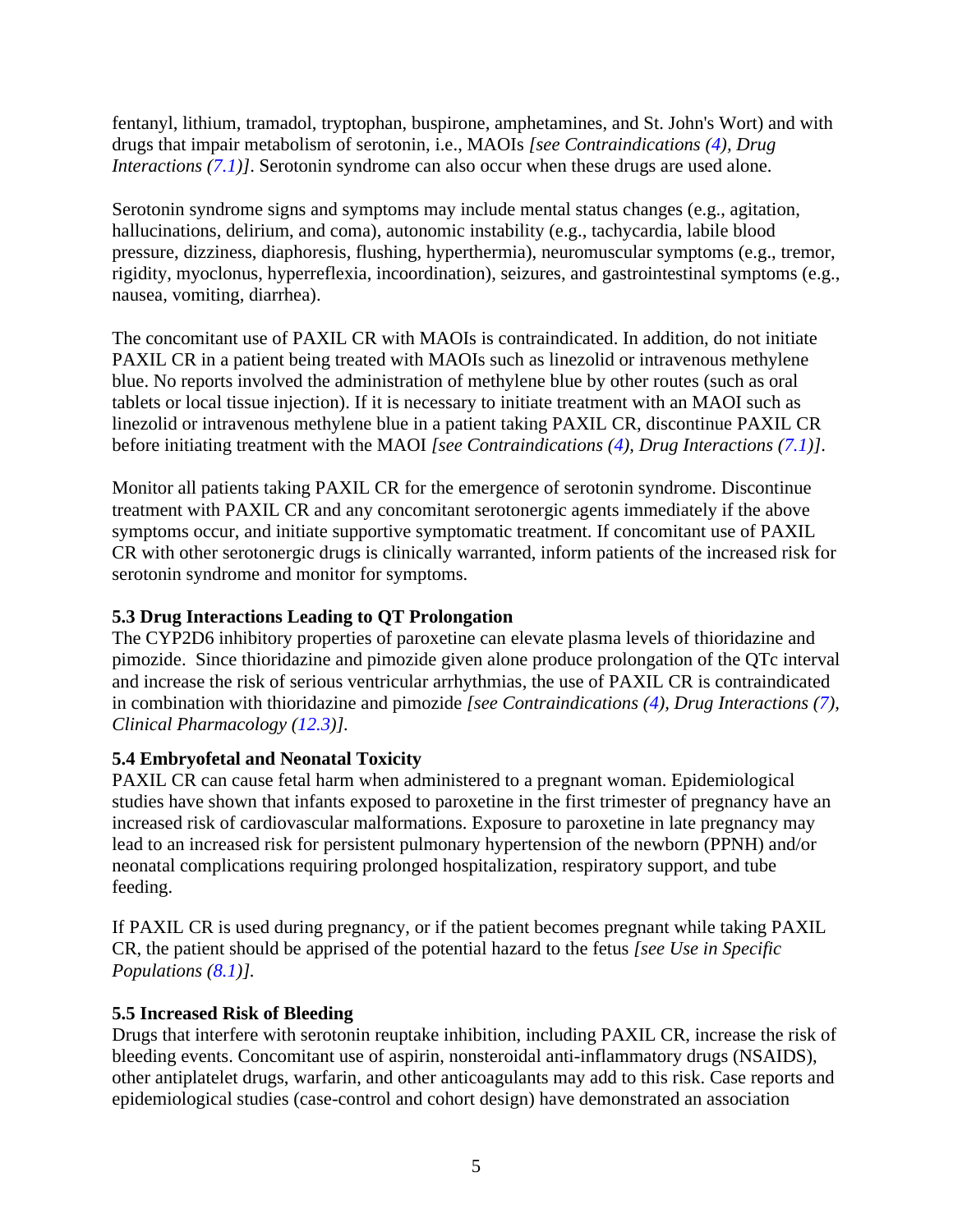fentanyl, lithium, tramadol, tryptophan, buspirone, amphetamines, and St. John's Wort) and with drugs that impair metabolism of serotonin, i.e., MAOIs *[see Contraindications (4), Drug Interactions (7.1)]*. Serotonin syndrome can also occur when these drugs are used alone.

Serotonin syndrome signs and symptoms may include mental status changes (e.g., agitation, hallucinations, delirium, and coma), autonomic instability (e.g., tachycardia, labile blood pressure, dizziness, diaphoresis, flushing, hyperthermia), neuromuscular symptoms (e.g., tremor, rigidity, myoclonus, hyperreflexia, incoordination), seizures, and gastrointestinal symptoms (e.g., nausea, vomiting, diarrhea).

The concomitant use of PAXIL CR with MAOIs is contraindicated. In addition, do not initiate PAXIL CR in a patient being treated with MAOIs such as linezolid or intravenous methylene blue. No reports involved the administration of methylene blue by other routes (such as oral tablets or local tissue injection). If it is necessary to initiate treatment with an MAOI such as linezolid or intravenous methylene blue in a patient taking PAXIL CR, discontinue PAXIL CR before initiating treatment with the MAOI *[see Contraindications (4), Drug Interactions (7.1)]*.

Monitor all patients taking PAXIL CR for the emergence of serotonin syndrome. Discontinue treatment with PAXIL CR and any concomitant serotonergic agents immediately if the above symptoms occur, and initiate supportive symptomatic treatment. If concomitant use of PAXIL CR with other serotonergic drugs is clinically warranted, inform patients of the increased risk for serotonin syndrome and monitor for symptoms.

### 5.3 Drug Interactions Leading to QT Prolongation

The CYP2D6 inhibitory properties of paroxetine can elevate plasma levels of thioridazine and pimozide. Since thioridazine and pimozide given alone produce prolongation of the QTc interval and increase the risk of serious ventricular arrhythmias, the use of PAXIL CR is contraindicated in combination with thioridazine and pimozide *[see Contraindications (4), Drug Interactions (7), Clinical Pharmacology (12.3)].*

### 5.4 Embryofetal and Neonatal Toxicity

PAXIL CR can cause fetal harm when administered to a pregnant woman. Epidemiological studies have shown that infants exposed to paroxetine in the first trimester of pregnancy have an increased risk of cardiovascular malformations. Exposure to paroxetine in late pregnancy may lead to an increased risk for persistent pulmonary hypertension of the newborn (PPNH) and/or neonatal complications requiring prolonged hospitalization, respiratory support, and tube feeding.

If PAXIL CR is used during pregnancy, or if the patient becomes pregnant while taking PAXIL CR, the patient should be apprised of the potential hazard to the fetus *[see Use in Specific Populations (8.1)].*

### 5.5 Increased Risk of Bleeding

Drugs that interfere with serotonin reuptake inhibition, including PAXIL CR, increase the risk of bleeding events. Concomitant use of aspirin, nonsteroidal anti-inflammatory drugs (NSAIDS), other antiplatelet drugs, warfarin, and other anticoagulants may add to this risk. Case reports and epidemiological studies (case-control and cohort design) have demonstrated an association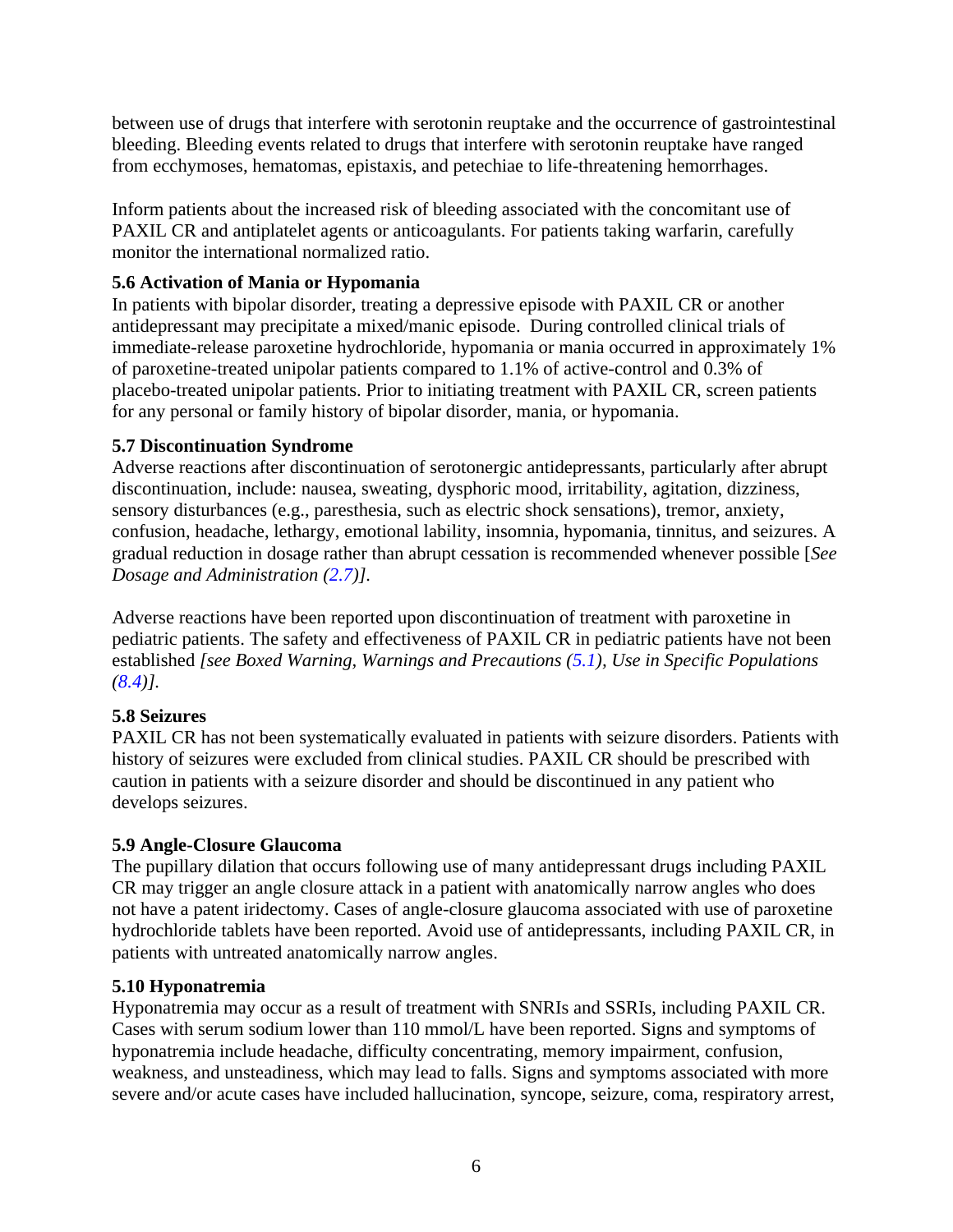between use of drugs that interfere with serotonin reuptake and the occurrence of gastrointestinal bleeding. Bleeding events related to drugs that interfere with serotonin reuptake have ranged from ecchymoses, hematomas, epistaxis, and petechiae to life-threatening hemorrhages.

Inform patients about the increased risk of bleeding associated with the concomitant use of PAXIL CR and antiplatelet agents or anticoagulants. For patients taking warfarin, carefully monitor the international normalized ratio.

### 5.6 Activation of Mania or Hypomania

In patients with bipolar disorder, treating a depressive episode with PAXIL CR or another antidepressant may precipitate a mixed/manic episode. During controlled clinical trials of immediate-release paroxetine hydrochloride, hypomania or mania occurred in approximately 1% of paroxetine-treated unipolar patients compared to 1.1% of active-control and 0.3% of placebo-treated unipolar patients. Prior to initiating treatment with PAXIL CR, screen patients for any personal or family history of bipolar disorder, mania, or hypomania.

### 5.7 Discontinuation Syndrome

Adverse reactions after discontinuation of serotonergic antidepressants, particularly after abrupt discontinuation, include: nausea, sweating, dysphoric mood, irritability, agitation, dizziness, sensory disturbances (e.g., paresthesia, such as electric shock sensations), tremor, anxiety, confusion, headache, lethargy, emotional lability, insomnia, hypomania, tinnitus, and seizures. A gradual reduction in dosage rather than abrupt cessation is recommended whenever possible [*See Dosage and Administration (2.7)]*.

Adverse reactions have been reported upon discontinuation of treatment with paroxetine in pediatric patients. The safety and effectiveness of PAXIL CR in pediatric patients have not been established *[see Boxed Warning, Warnings and Precautions (5.1), Use in Specific Populations (8.4)]*.

### 5.8 Seizures

PAXIL CR has not been systematically evaluated in patients with seizure disorders. Patients with history of seizures were excluded from clinical studies. PAXIL CR should be prescribed with caution in patients with a seizure disorder and should be discontinued in any patient who develops seizures.

### 5.9 Angle-Closure Glaucoma

The pupillary dilation that occurs following use of many antidepressant drugs including PAXIL CR may trigger an angle closure attack in a patient with anatomically narrow angles who does not have a patent iridectomy. Cases of angle-closure glaucoma associated with use of paroxetine hydrochloride tablets have been reported. Avoid use of antidepressants, including PAXIL CR, in patients with untreated anatomically narrow angles.

### 5.10 Hyponatremia

Hyponatremia may occur as a result of treatment with SNRIs and SSRIs, including PAXIL CR. Cases with serum sodium lower than 110 mmol/L have been reported. Signs and symptoms of hyponatremia include headache, difficulty concentrating, memory impairment, confusion, weakness, and unsteadiness, which may lead to falls. Signs and symptoms associated with more severe and/or acute cases have included hallucination, syncope, seizure, coma, respiratory arrest,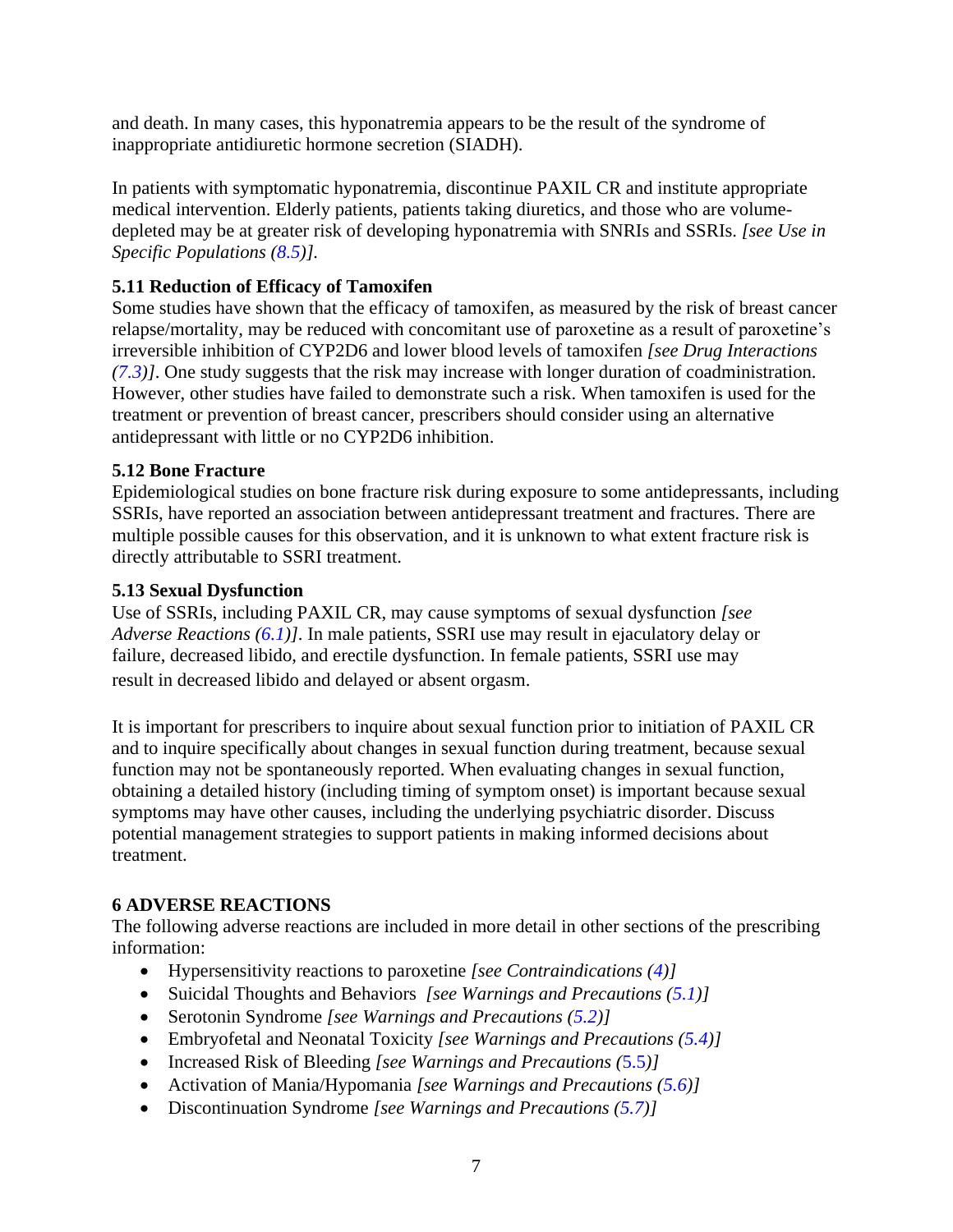and death. In many cases, this hyponatremia appears to be the result of the syndrome of inappropriate antidiuretic hormone secretion (SIADH).

In patients with symptomatic hyponatremia, discontinue PAXIL CR and institute appropriate medical intervention. Elderly patients, patients taking diuretics, and those who are volume-depleted may be at greater risk of developing hyponatremia with SNRIs and SSRIs. *[see Use in Specific Populations (8.5)].*

### 5.11 Reduction of Efficacy of Tamoxifen

Some studies have shown that the efficacy of tamoxifen, as measured by the risk of breast cancer relapse/mortality, may be reduced with concomitant use of paroxetine as a result of paroxetine's irreversible inhibition of CYP2D6 and lower blood levels of tamoxifen *[see Drug Interactions (7.3)]*. One study suggests that the risk may increase with longer duration of coadministration. However, other studies have failed to demonstrate such a risk. When tamoxifen is used for the treatment or prevention of breast cancer, prescribers should consider using an alternative antidepressant with little or no CYP2D6 inhibition.

### 5.12 Bone Fracture

Epidemiological studies on bone fracture risk during exposure to some antidepressants, including SSRIs, have reported an association between antidepressant treatment and fractures. There are multiple possible causes for this observation, and it is unknown to what extent fracture risk is directly attributable to SSRI treatment.

### 5.13 Sexual Dysfunction

Use of SSRIs, including PAXIL CR, may cause symptoms of sexual dysfunction *[see Adverse Reactions (6.1)]*. In male patients, SSRI use may result in ejaculatory delay or failure, decreased libido, and erectile dysfunction. In female patients, SSRI use may result in decreased libido and delayed or absent orgasm.

It is important for prescribers to inquire about sexual function prior to initiation of PAXIL CR and to inquire specifically about changes in sexual function during treatment, because sexual function may not be spontaneously reported. When evaluating changes in sexual function, obtaining a detailed history (including timing of symptom onset) is important because sexual symptoms may have other causes, including the underlying psychiatric disorder. Discuss potential management strategies to support patients in making informed decisions about treatment.

## 6 ADVERSE REACTIONS

The following adverse reactions are included in more detail in other sections of the prescribing information:

- Hypersensitivity reactions to paroxetine *[see Contraindications (4)]*
- Suicidal Thoughts and Behaviors *[see Warnings and Precautions (5.1)]*
- Serotonin Syndrome *[see Warnings and Precautions (5.2)]*
- Embryofetal and Neonatal Toxicity *[see Warnings and Precautions (5.4)]*
- Increased Risk of Bleeding *[see Warnings and Precautions (5.5)]*
- Activation of Mania/Hypomania *[see Warnings and Precautions (5.6)]*
- Discontinuation Syndrome *[see Warnings and Precautions (5.7)]*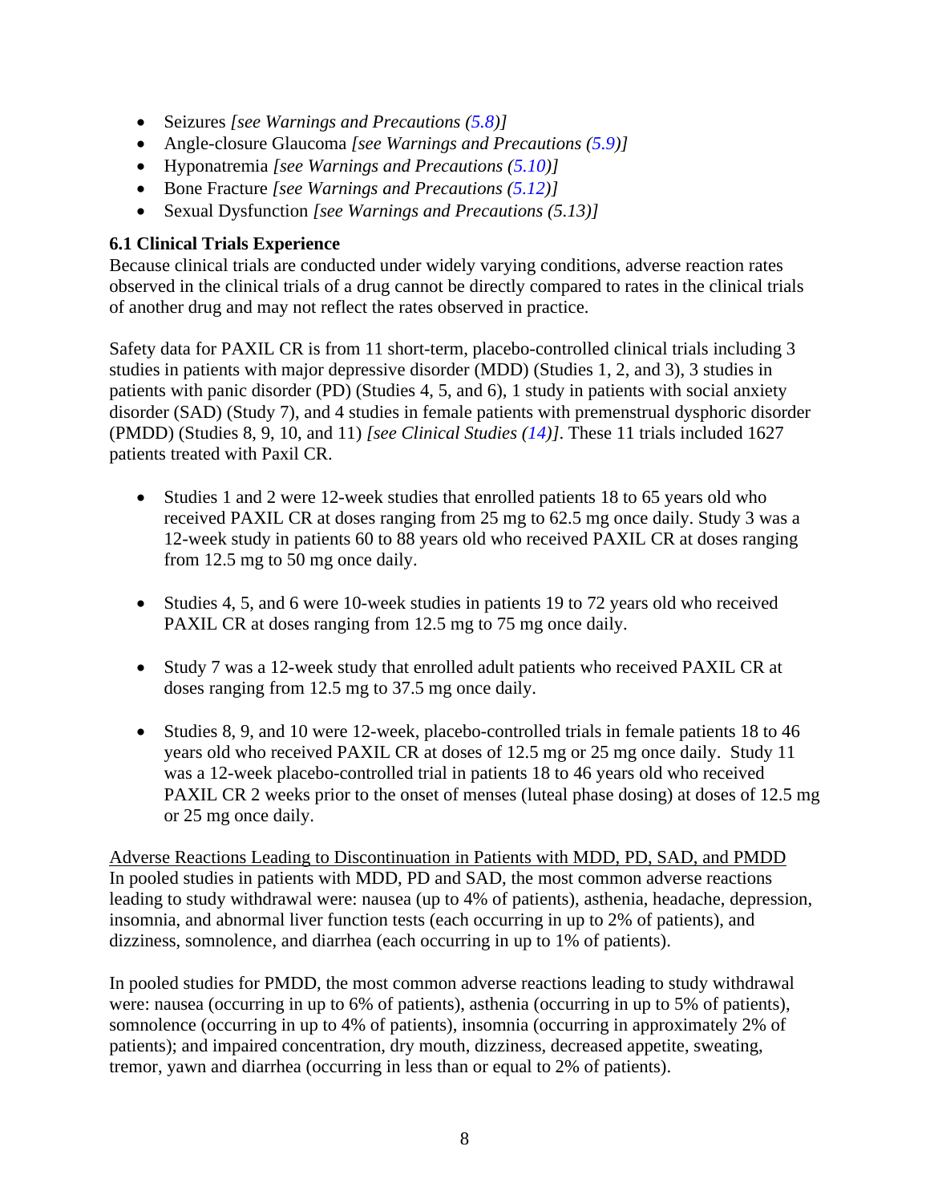- Seizures *[see Warnings and Precautions (5.8)]*
- Angle-closure Glaucoma *[see Warnings and Precautions (5.9)]*
- Hyponatremia *[see Warnings and Precautions (5.10)]*
- Bone Fracture *[see Warnings and Precautions (5.12)]*
- Sexual Dysfunction *[see Warnings and Precautions (5.13)]*

### 6.1 Clinical Trials Experience

Because clinical trials are conducted under widely varying conditions, adverse reaction rates observed in the clinical trials of a drug cannot be directly compared to rates in the clinical trials of another drug and may not reflect the rates observed in practice.

Safety data for PAXIL CR is from 11 short-term, placebo-controlled clinical trials including 3 studies in patients with major depressive disorder (MDD) (Studies 1, 2, and 3), 3 studies in patients with panic disorder (PD) (Studies 4, 5, and 6), 1 study in patients with social anxiety disorder (SAD) (Study 7), and 4 studies in female patients with premenstrual dysphoric disorder (PMDD) (Studies 8, 9, 10, and 11) *[see Clinical Studies (14)]*. These 11 trials included 1627 patients treated with Paxil CR.

- Studies 1 and 2 were 12-week studies that enrolled patients 18 to 65 years old who received PAXIL CR at doses ranging from 25 mg to 62.5 mg once daily. Study 3 was a 12-week study in patients 60 to 88 years old who received PAXIL CR at doses ranging from 12.5 mg to 50 mg once daily.

- Studies 4, 5, and 6 were 10-week studies in patients 19 to 72 years old who received PAXIL CR at doses ranging from 12.5 mg to 75 mg once daily.

- Study 7 was a 12-week study that enrolled adult patients who received PAXIL CR at doses ranging from 12.5 mg to 37.5 mg once daily.

- Studies 8, 9, and 10 were 12-week, placebo-controlled trials in female patients 18 to 46 years old who received PAXIL CR at doses of 12.5 mg or 25 mg once daily. Study 11 was a 12-week placebo-controlled trial in patients 18 to 46 years old who received PAXIL CR 2 weeks prior to the onset of menses (luteal phase dosing) at doses of 12.5 mg or 25 mg once daily.

<u>Adverse Reactions Leading to Discontinuation in Patients with MDD, PD, SAD, and PMDD</u>

In pooled studies in patients with MDD, PD and SAD, the most common adverse reactions leading to study withdrawal were: nausea (up to 4% of patients), asthenia, headache, depression, insomnia, and abnormal liver function tests (each occurring in up to 2% of patients), and dizziness, somnolence, and diarrhea (each occurring in up to 1% of patients).

In pooled studies for PMDD, the most common adverse reactions leading to study withdrawal were: nausea (occurring in up to 6% of patients), asthenia (occurring in up to 5% of patients), somnolence (occurring in up to 4% of patients), insomnia (occurring in approximately 2% of patients); and impaired concentration, dry mouth, dizziness, decreased appetite, sweating, tremor, yawn and diarrhea (occurring in less than or equal to 2% of patients).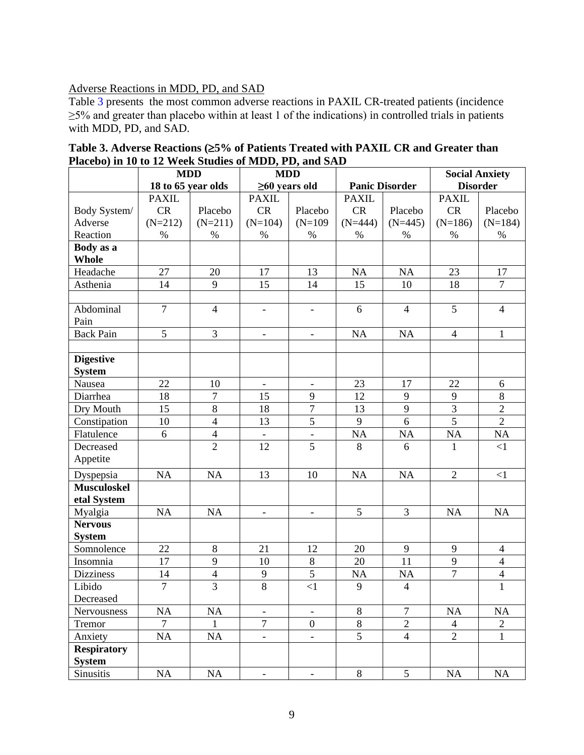Adverse Reactions in MDD, PD, and SAD

Table 3 presents the most common adverse reactions in PAXIL CR-treated patients (incidence ≥5% and greater than placebo within at least 1 of the indications) in controlled trials in patients with MDD, PD, and SAD.

**Table 3. Adverse Reactions (≥5% of Patients Treated with PAXIL CR and Greater than Placebo) in 10 to 12 Week Studies of MDD, PD, and SAD**

| | **MDD 18 to 65 year olds** | | **MDD ≥60 years old** | | **Panic Disorder** | | **Social Anxiety Disorder** | |
|---|---|---|---|---|---|---|---|---|
| Body System/ Adverse Reaction | PAXIL CR (N=212) % | Placebo (N=211) % | PAXIL CR (N=104) % | Placebo (N=109 % | PAXIL CR (N=444) % | Placebo (N=445) % | PAXIL CR (N=186) % | Placebo (N=184) % |
| **Body as a Whole** | | | | | | | | |
| Headache | 27 | 20 | 17 | 13 | NA | NA | 23 | 17 |
| Asthenia | 14 | 9 | 15 | 14 | 15 | 10 | 18 | 7 |
| | | | | | | | | |
| Abdominal Pain | 7 | 4 | - | - | 6 | 4 | 5 | 4 |
| Back Pain | 5 | 3 | - | - | NA | NA | 4 | 1 |
| | | | | | | | | |
| **Digestive System** | | | | | | | | |
| Nausea | 22 | 10 | - | - | 23 | 17 | 22 | 6 |
| Diarrhea | 18 | 7 | 15 | 9 | 12 | 9 | 9 | 8 |
| Dry Mouth | 15 | 8 | 18 | 7 | 13 | 9 | 3 | 2 |
| Constipation | 10 | 4 | 13 | 5 | 9 | 6 | 5 | 2 |
| Flatulence | 6 | 4 | - | - | NA | NA | NA | NA |
| Decreased Appetite | | 2 | 12 | 5 | 8 | 6 | 1 | <1 |
| Dyspepsia | NA | NA | 13 | 10 | NA | NA | 2 | <1 |
| **Musculoskeletal System** | | | | | | | | |
| Myalgia | NA | NA | - | - | 5 | 3 | NA | NA |
| **Nervous System** | | | | | | | | |
| Somnolence | 22 | 8 | 21 | 12 | 20 | 9 | 9 | 4 |
| Insomnia | 17 | 9 | 10 | 8 | 20 | 11 | 9 | 4 |
| Dizziness | 14 | 4 | 9 | 5 | NA | NA | 7 | 4 |
| Libido Decreased | 7 | 3 | 8 | <1 | 9 | 4 | | 1 |
| Nervousness | NA | NA | - | - | 8 | 7 | NA | NA |
| Tremor | 7 | 1 | 7 | 0 | 8 | 2 | 4 | 2 |
| Anxiety | NA | NA | - | - | 5 | 4 | 2 | 1 |
| **Respiratory System** | | | | | | | | |
| Sinusitis | NA | NA | - | - | 8 | 5 | NA | NA |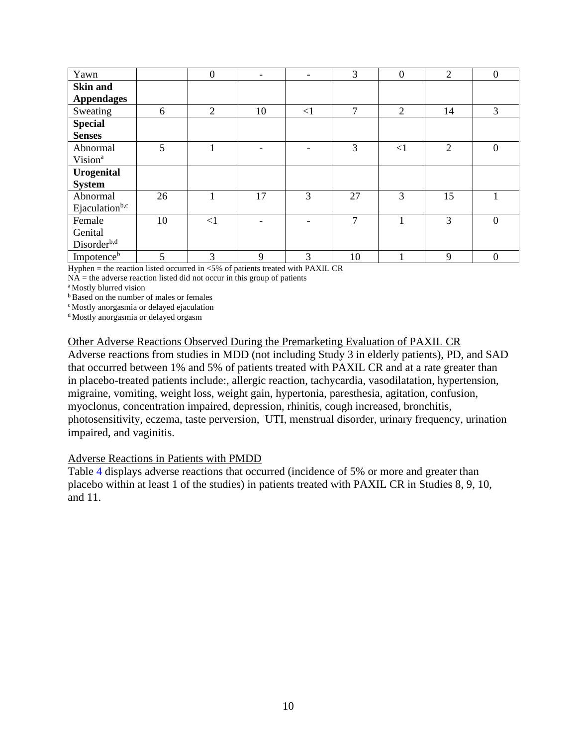| Yawn | | 0 | - | - | 3 | 0 | 2 | 0 |
|---|---|---|---|---|---|---|---|---|
| **Skin and Appendages** | | | | | | | | |
| Sweating | 6 | 2 | 10 | <1 | 7 | 2 | 14 | 3 |
| **Special Senses** | | | | | | | | |
| Abnormal Vision[a] | 5 | 1 | - | - | 3 | <1 | 2 | 0 |
| **Urogenital System** | | | | | | | | |
| Abnormal Ejaculation[b,c] | 26 | 1 | 17 | 3 | 27 | 3 | 15 | 1 |
| Female Genital Disorder[b,d] | 10 | <1 | - | - | 7 | 1 | 3 | 0 |
| Impotence[b] | 5 | 3 | 9 | 3 | 10 | 1 | 9 | 0 |

Hyphen = the reaction listed occurred in <5% of patients treated with PAXIL CR
NA = the adverse reaction listed did not occur in this group of patients
[a] Mostly blurred vision
[b] Based on the number of males or females
[c] Mostly anorgasmia or delayed ejaculation
[d] Mostly anorgasmia or delayed orgasm

Other Adverse Reactions Observed During the Premarketing Evaluation of PAXIL CR

Adverse reactions from studies in MDD (not including Study 3 in elderly patients), PD, and SAD that occurred between 1% and 5% of patients treated with PAXIL CR and at a rate greater than in placebo-treated patients include:, allergic reaction, tachycardia, vasodilatation, hypertension, migraine, vomiting, weight loss, weight gain, hypertonia, paresthesia, agitation, confusion, myoclonus, concentration impaired, depression, rhinitis, cough increased, bronchitis, photosensitivity, eczema, taste perversion, UTI, menstrual disorder, urinary frequency, urination impaired, and vaginitis.

Adverse Reactions in Patients with PMDD

Table 4 displays adverse reactions that occurred (incidence of 5% or more and greater than placebo within at least 1 of the studies) in patients treated with PAXIL CR in Studies 8, 9, 10, and 11.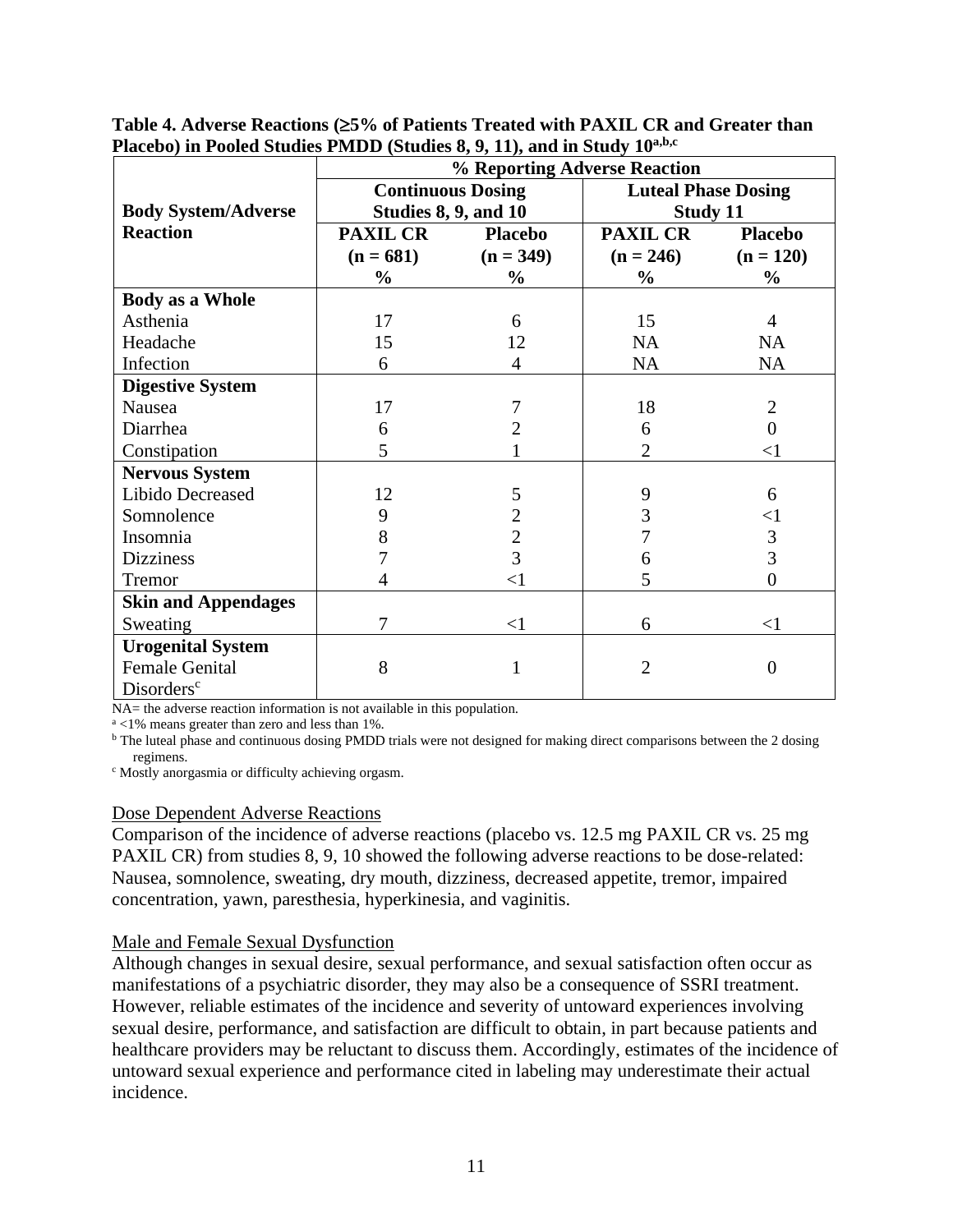**Table 4. Adverse Reactions (≥5% of Patients Treated with PAXIL CR and Greater than Placebo) in Pooled Studies PMDD (Studies 8, 9, 11), and in Study 10[a,b,c]**

| Body System/Adverse Reaction | % Reporting Adverse Reaction | | | |
|---|---|---|---|---|
| | Continuous Dosing Studies 8, 9, and 10 | | Luteal Phase Dosing Study 11 | |
| | PAXIL CR (n = 681) % | Placebo (n = 349) % | PAXIL CR (n = 246) % | Placebo (n = 120) % |
| **Body as a Whole** | | | | |
| Asthenia | 17 | 6 | 15 | 4 |
| Headache | 15 | 12 | NA | NA |
| Infection | 6 | 4 | NA | NA |
| **Digestive System** | | | | |
| Nausea | 17 | 7 | 18 | 2 |
| Diarrhea | 6 | 2 | 6 | 0 |
| Constipation | 5 | 1 | 2 | <1 |
| **Nervous System** | | | | |
| Libido Decreased | 12 | 5 | 9 | 6 |
| Somnolence | 9 | 2 | 3 | <1 |
| Insomnia | 8 | 2 | 7 | 3 |
| Dizziness | 7 | 3 | 6 | 3 |
| Tremor | 4 | <1 | 5 | 0 |
| **Skin and Appendages** | | | | |
| Sweating | 7 | <1 | 6 | <1 |
| **Urogenital System** | | | | |
| Female Genital Disorders[c] | 8 | 1 | 2 | 0 |

NA= the adverse reaction information is not available in this population.
[a] <1% means greater than zero and less than 1%.
[b] The luteal phase and continuous dosing PMDD trials were not designed for making direct comparisons between the 2 dosing regimens.
[c] Mostly anorgasmia or difficulty achieving orgasm.

Dose Dependent Adverse Reactions

Comparison of the incidence of adverse reactions (placebo vs. 12.5 mg PAXIL CR vs. 25 mg PAXIL CR) from studies 8, 9, 10 showed the following adverse reactions to be dose-related: Nausea, somnolence, sweating, dry mouth, dizziness, decreased appetite, tremor, impaired concentration, yawn, paresthesia, hyperkinesia, and vaginitis.

Male and Female Sexual Dysfunction

Although changes in sexual desire, sexual performance, and sexual satisfaction often occur as manifestations of a psychiatric disorder, they may also be a consequence of SSRI treatment. However, reliable estimates of the incidence and severity of untoward experiences involving sexual desire, performance, and satisfaction are difficult to obtain, in part because patients and healthcare providers may be reluctant to discuss them. Accordingly, estimates of the incidence of untoward sexual experience and performance cited in labeling may underestimate their actual incidence.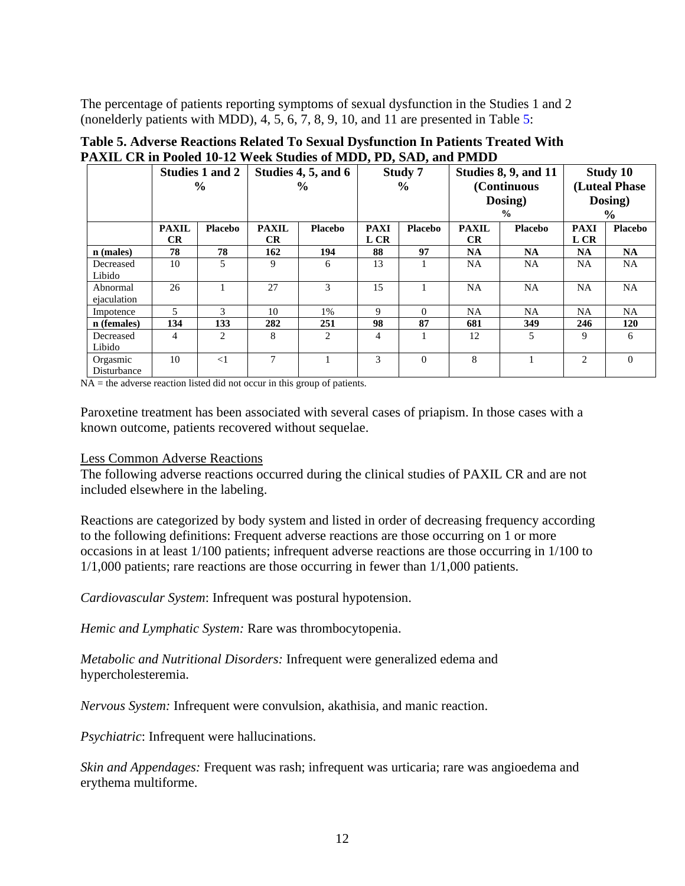The percentage of patients reporting symptoms of sexual dysfunction in the Studies 1 and 2 (nonelderly patients with MDD), 4, 5, 6, 7, 8, 9, 10, and 11 are presented in Table 5:

**Table 5. Adverse Reactions Related To Sexual Dysfunction In Patients Treated With PAXIL CR in Pooled 10-12 Week Studies of MDD, PD, SAD, and PMDD**

| | Studies 1 and 2 % | | Studies 4, 5, and 6 % | | Study 7 % | | Studies 8, 9, and 11 (Continuous Dosing) % | | Study 10 (Luteal Phase Dosing) % | |
|---|---|---|---|---|---|---|---|---|---|---|
| | **PAXIL CR** | **Placebo** | **PAXIL CR** | **Placebo** | **PAXIL CR** | **Placebo** | **PAXIL CR** | **Placebo** | **PAXIL CR** | **Placebo** |
| **n (males)** | **78** | **78** | **162** | **194** | **88** | **97** | **NA** | **NA** | **NA** | **NA** |
| Decreased Libido | 10 | 5 | 9 | 6 | 13 | 1 | NA | NA | NA | NA |
| Abnormal ejaculation | 26 | 1 | 27 | 3 | 15 | 1 | NA | NA | NA | NA |
| Impotence | 5 | 3 | 10 | 1% | 9 | 0 | NA | NA | NA | NA |
| **n (females)** | **134** | **133** | **282** | **251** | **98** | **87** | **681** | **349** | **246** | **120** |
| Decreased Libido | 4 | 2 | 8 | 2 | 4 | 1 | 12 | 5 | 9 | 6 |
| Orgasmic Disturbance | 10 | <1 | 7 | 1 | 3 | 0 | 8 | 1 | 2 | 0 |

NA = the adverse reaction listed did not occur in this group of patients.

Paroxetine treatment has been associated with several cases of priapism. In those cases with a known outcome, patients recovered without sequelae.

Less Common Adverse Reactions

The following adverse reactions occurred during the clinical studies of PAXIL CR and are not included elsewhere in the labeling.

Reactions are categorized by body system and listed in order of decreasing frequency according to the following definitions: Frequent adverse reactions are those occurring on 1 or more occasions in at least 1/100 patients; infrequent adverse reactions are those occurring in 1/100 to 1/1,000 patients; rare reactions are those occurring in fewer than 1/1,000 patients.

*Cardiovascular System*: Infrequent was postural hypotension.

*Hemic and Lymphatic System:* Rare was thrombocytopenia.

*Metabolic and Nutritional Disorders:* Infrequent were generalized edema and hypercholesteremia.

*Nervous System:* Infrequent were convulsion, akathisia, and manic reaction.

*Psychiatric*: Infrequent were hallucinations.

*Skin and Appendages:* Frequent was rash; infrequent was urticaria; rare was angioedema and erythema multiforme.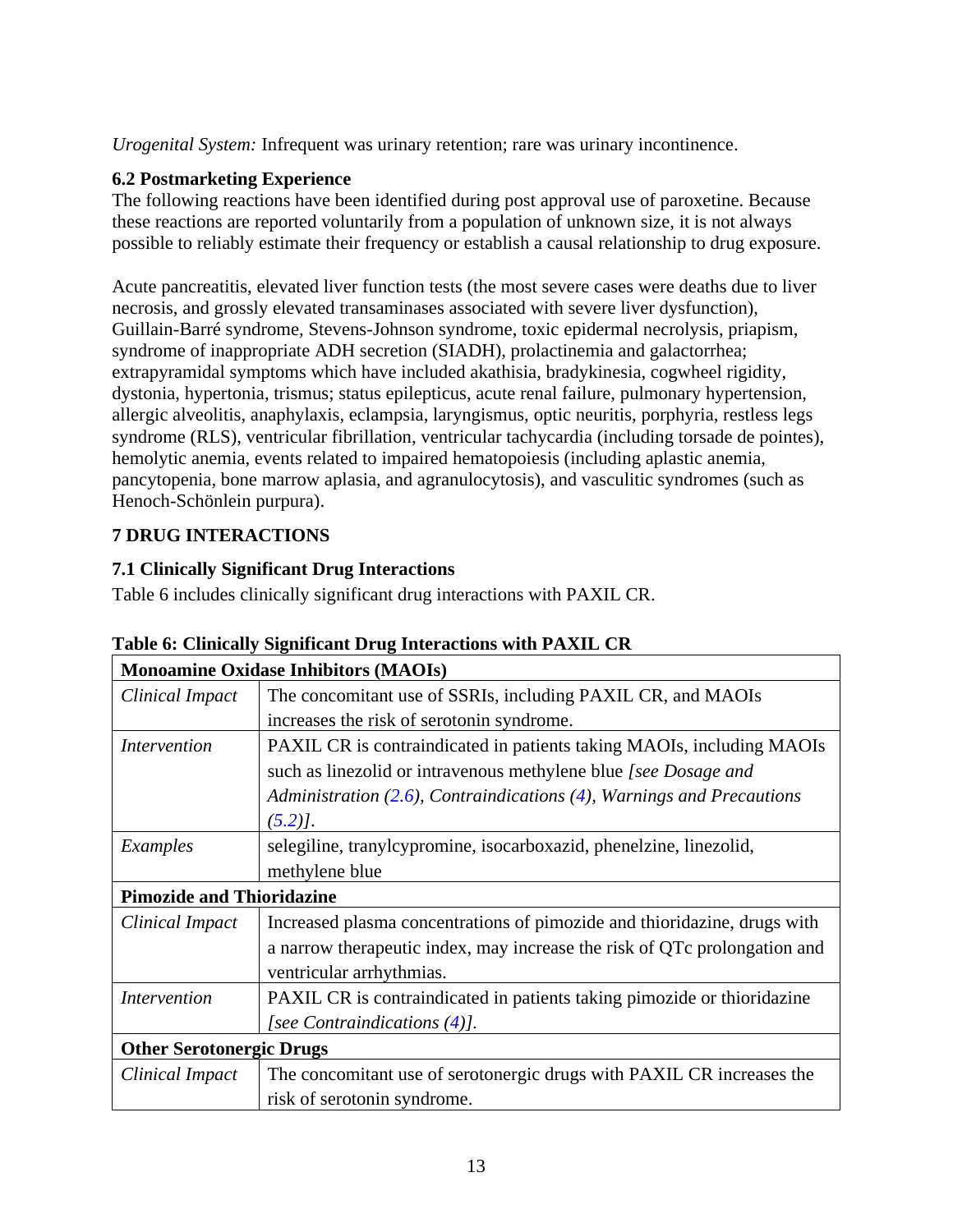*Urogenital System:* Infrequent was urinary retention; rare was urinary incontinence.

### 6.2 Postmarketing Experience

The following reactions have been identified during post approval use of paroxetine. Because these reactions are reported voluntarily from a population of unknown size, it is not always possible to reliably estimate their frequency or establish a causal relationship to drug exposure.

Acute pancreatitis, elevated liver function tests (the most severe cases were deaths due to liver necrosis, and grossly elevated transaminases associated with severe liver dysfunction), Guillain-Barré syndrome, Stevens-Johnson syndrome, toxic epidermal necrolysis, priapism, syndrome of inappropriate ADH secretion (SIADH), prolactinemia and galactorrhea; extrapyramidal symptoms which have included akathisia, bradykinesia, cogwheel rigidity, dystonia, hypertonia, trismus; status epilepticus, acute renal failure, pulmonary hypertension, allergic alveolitis, anaphylaxis, eclampsia, laryngismus, optic neuritis, porphyria, restless legs syndrome (RLS), ventricular fibrillation, ventricular tachycardia (including torsade de pointes), hemolytic anemia, events related to impaired hematopoiesis (including aplastic anemia, pancytopenia, bone marrow aplasia, and agranulocytosis), and vasculitic syndromes (such as Henoch-Schönlein purpura).

## 7 DRUG INTERACTIONS

### 7.1 Clinically Significant Drug Interactions

Table 6 includes clinically significant drug interactions with PAXIL CR.

**Table 6: Clinically Significant Drug Interactions with PAXIL CR**

| **Monoamine Oxidase Inhibitors (MAOIs)** | |
|---|---|
| *Clinical Impact* | The concomitant use of SSRIs, including PAXIL CR, and MAOIs increases the risk of serotonin syndrome. |
| *Intervention* | PAXIL CR is contraindicated in patients taking MAOIs, including MAOIs such as linezolid or intravenous methylene blue *[see Dosage and Administration (2.6), Contraindications (4), Warnings and Precautions (5.2)].* |
| *Examples* | selegiline, tranylcypromine, isocarboxazid, phenelzine, linezolid, methylene blue |
| **Pimozide and Thioridazine** | |
| *Clinical Impact* | Increased plasma concentrations of pimozide and thioridazine, drugs with a narrow therapeutic index, may increase the risk of QTc prolongation and ventricular arrhythmias. |
| *Intervention* | PAXIL CR is contraindicated in patients taking pimozide or thioridazine *[see Contraindications (4)].* |
| **Other Serotonergic Drugs** | |
| *Clinical Impact* | The concomitant use of serotonergic drugs with PAXIL CR increases the risk of serotonin syndrome. |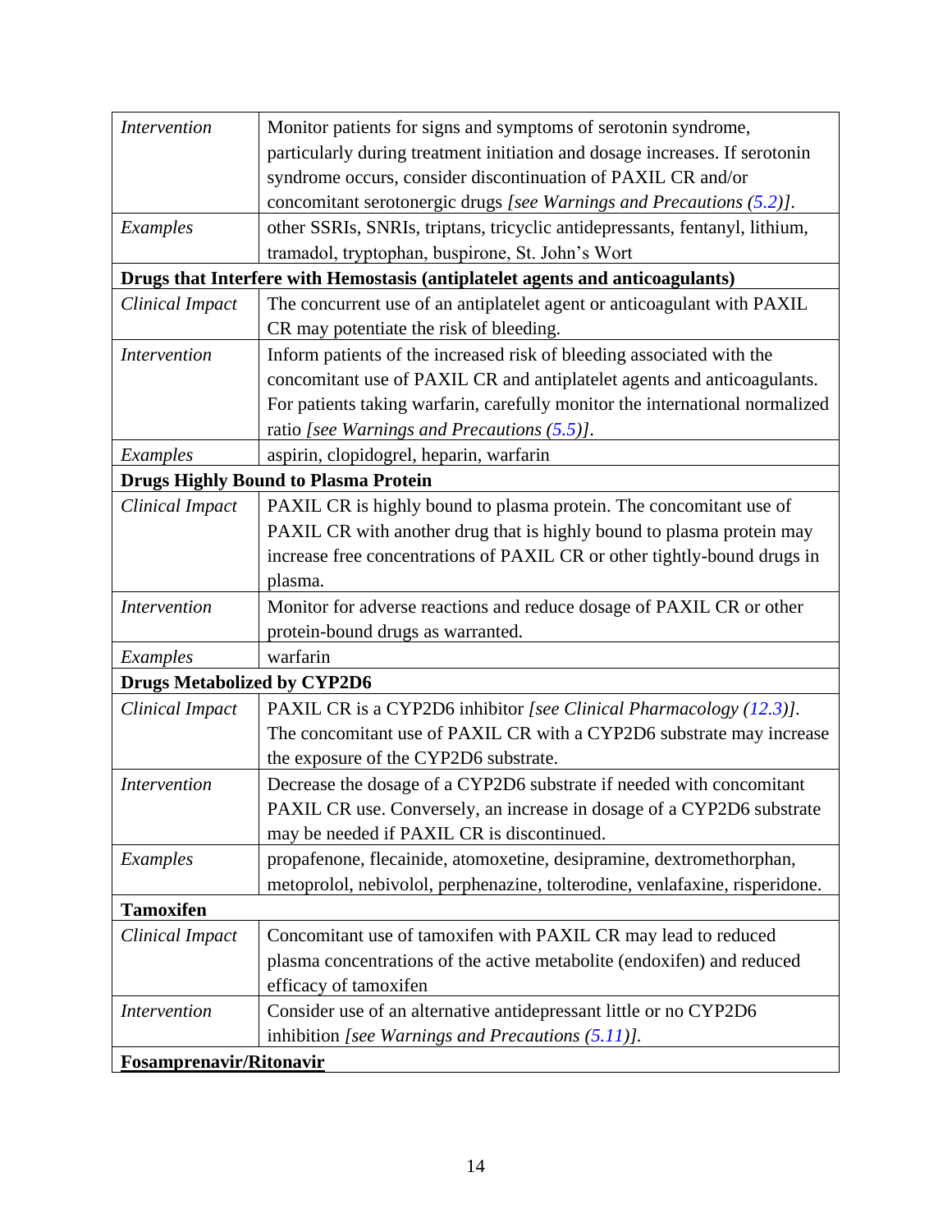| | |
|---|---|
| *Intervention* | Monitor patients for signs and symptoms of serotonin syndrome, particularly during treatment initiation and dosage increases. If serotonin syndrome occurs, consider discontinuation of PAXIL CR and/or concomitant serotonergic drugs *[see Warnings and Precautions (5.2)]*. |
| *Examples* | other SSRIs, SNRIs, triptans, tricyclic antidepressants, fentanyl, lithium, tramadol, tryptophan, buspirone, St. John's Wort |
| **Drugs that Interfere with Hemostasis (antiplatelet agents and anticoagulants)** | |
| *Clinical Impact* | The concurrent use of an antiplatelet agent or anticoagulant with PAXIL CR may potentiate the risk of bleeding. |
| *Intervention* | Inform patients of the increased risk of bleeding associated with the concomitant use of PAXIL CR and antiplatelet agents and anticoagulants. For patients taking warfarin, carefully monitor the international normalized ratio *[see Warnings and Precautions (5.5)]*. |
| *Examples* | aspirin, clopidogrel, heparin, warfarin |
| **Drugs Highly Bound to Plasma Protein** | |
| *Clinical Impact* | PAXIL CR is highly bound to plasma protein. The concomitant use of PAXIL CR with another drug that is highly bound to plasma protein may increase free concentrations of PAXIL CR or other tightly-bound drugs in plasma. |
| *Intervention* | Monitor for adverse reactions and reduce dosage of PAXIL CR or other protein-bound drugs as warranted. |
| *Examples* | warfarin |
| **Drugs Metabolized by CYP2D6** | |
| *Clinical Impact* | PAXIL CR is a CYP2D6 inhibitor *[see Clinical Pharmacology (12.3)]*. The concomitant use of PAXIL CR with a CYP2D6 substrate may increase the exposure of the CYP2D6 substrate. |
| *Intervention* | Decrease the dosage of a CYP2D6 substrate if needed with concomitant PAXIL CR use. Conversely, an increase in dosage of a CYP2D6 substrate may be needed if PAXIL CR is discontinued. |
| *Examples* | propafenone, flecainide, atomoxetine, desipramine, dextromethorphan, metoprolol, nebivolol, perphenazine, tolterodine, venlafaxine, risperidone. |
| **Tamoxifen** | |
| *Clinical Impact* | Concomitant use of tamoxifen with PAXIL CR may lead to reduced plasma concentrations of the active metabolite (endoxifen) and reduced efficacy of tamoxifen |
| *Intervention* | Consider use of an alternative antidepressant little or no CYP2D6 inhibition *[see Warnings and Precautions (5.11)]*. |
| **Fosamprenavir/Ritonavir** | |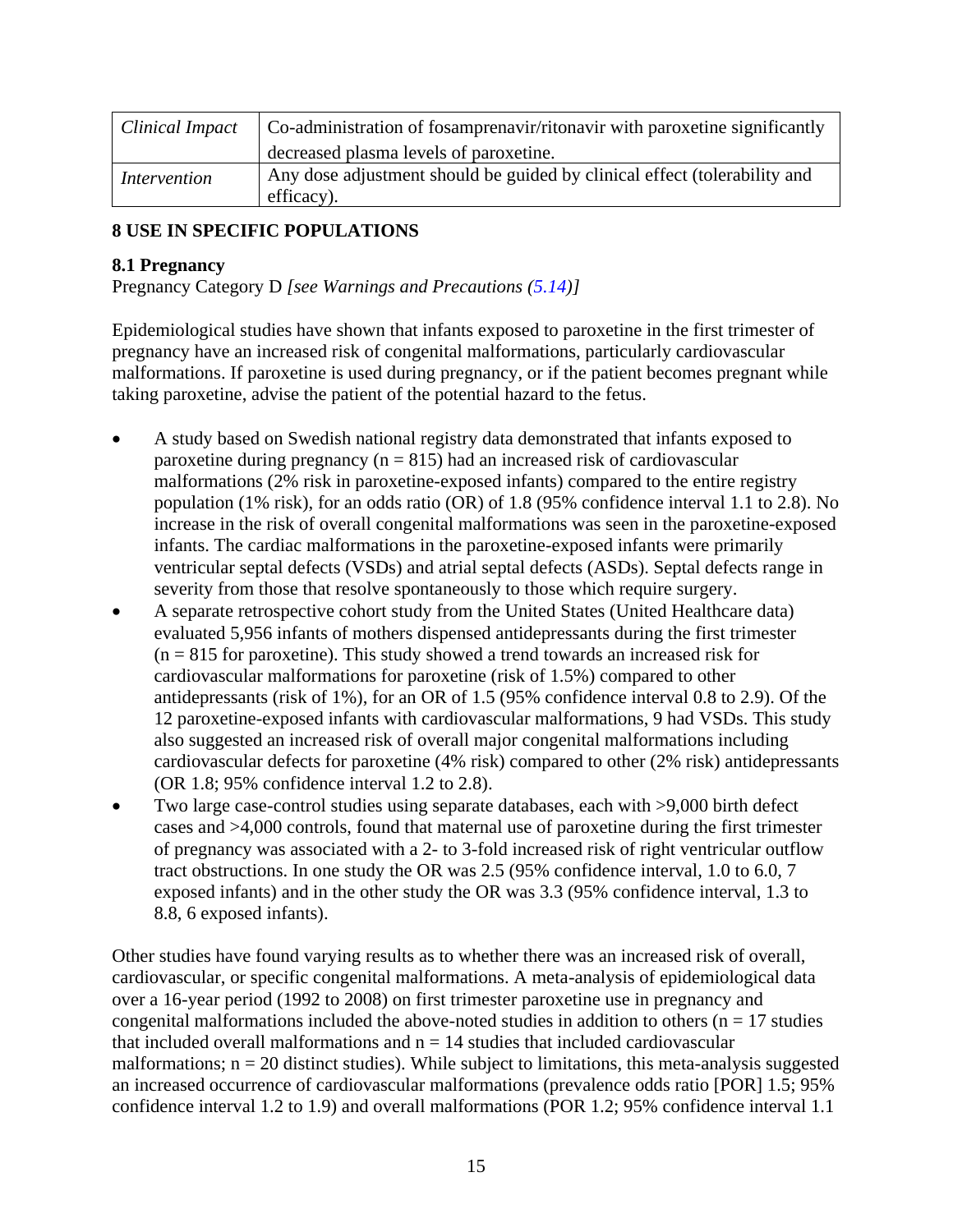| *Clinical Impact* | Co-administration of fosamprenavir/ritonavir with paroxetine significantly decreased plasma levels of paroxetine. |
|---|---|
| *Intervention* | Any dose adjustment should be guided by clinical effect (tolerability and efficacy). |

## 8 USE IN SPECIFIC POPULATIONS

### 8.1 Pregnancy

Pregnancy Category D *[see Warnings and Precautions (5.14)]*

Epidemiological studies have shown that infants exposed to paroxetine in the first trimester of pregnancy have an increased risk of congenital malformations, particularly cardiovascular malformations. If paroxetine is used during pregnancy, or if the patient becomes pregnant while taking paroxetine, advise the patient of the potential hazard to the fetus.

- A study based on Swedish national registry data demonstrated that infants exposed to paroxetine during pregnancy (n = 815) had an increased risk of cardiovascular malformations (2% risk in paroxetine-exposed infants) compared to the entire registry population (1% risk), for an odds ratio (OR) of 1.8 (95% confidence interval 1.1 to 2.8). No increase in the risk of overall congenital malformations was seen in the paroxetine-exposed infants. The cardiac malformations in the paroxetine-exposed infants were primarily ventricular septal defects (VSDs) and atrial septal defects (ASDs). Septal defects range in severity from those that resolve spontaneously to those which require surgery.
- A separate retrospective cohort study from the United States (United Healthcare data) evaluated 5,956 infants of mothers dispensed antidepressants during the first trimester (n = 815 for paroxetine). This study showed a trend towards an increased risk for cardiovascular malformations for paroxetine (risk of 1.5%) compared to other antidepressants (risk of 1%), for an OR of 1.5 (95% confidence interval 0.8 to 2.9). Of the 12 paroxetine-exposed infants with cardiovascular malformations, 9 had VSDs. This study also suggested an increased risk of overall major congenital malformations including cardiovascular defects for paroxetine (4% risk) compared to other (2% risk) antidepressants (OR 1.8; 95% confidence interval 1.2 to 2.8).
- Two large case-control studies using separate databases, each with >9,000 birth defect cases and >4,000 controls, found that maternal use of paroxetine during the first trimester of pregnancy was associated with a 2- to 3-fold increased risk of right ventricular outflow tract obstructions. In one study the OR was 2.5 (95% confidence interval, 1.0 to 6.0, 7 exposed infants) and in the other study the OR was 3.3 (95% confidence interval, 1.3 to 8.8, 6 exposed infants).

Other studies have found varying results as to whether there was an increased risk of overall, cardiovascular, or specific congenital malformations. A meta-analysis of epidemiological data over a 16-year period (1992 to 2008) on first trimester paroxetine use in pregnancy and congenital malformations included the above-noted studies in addition to others (n = 17 studies that included overall malformations and n = 14 studies that included cardiovascular malformations; n = 20 distinct studies). While subject to limitations, this meta-analysis suggested an increased occurrence of cardiovascular malformations (prevalence odds ratio [POR] 1.5; 95% confidence interval 1.2 to 1.9) and overall malformations (POR 1.2; 95% confidence interval 1.1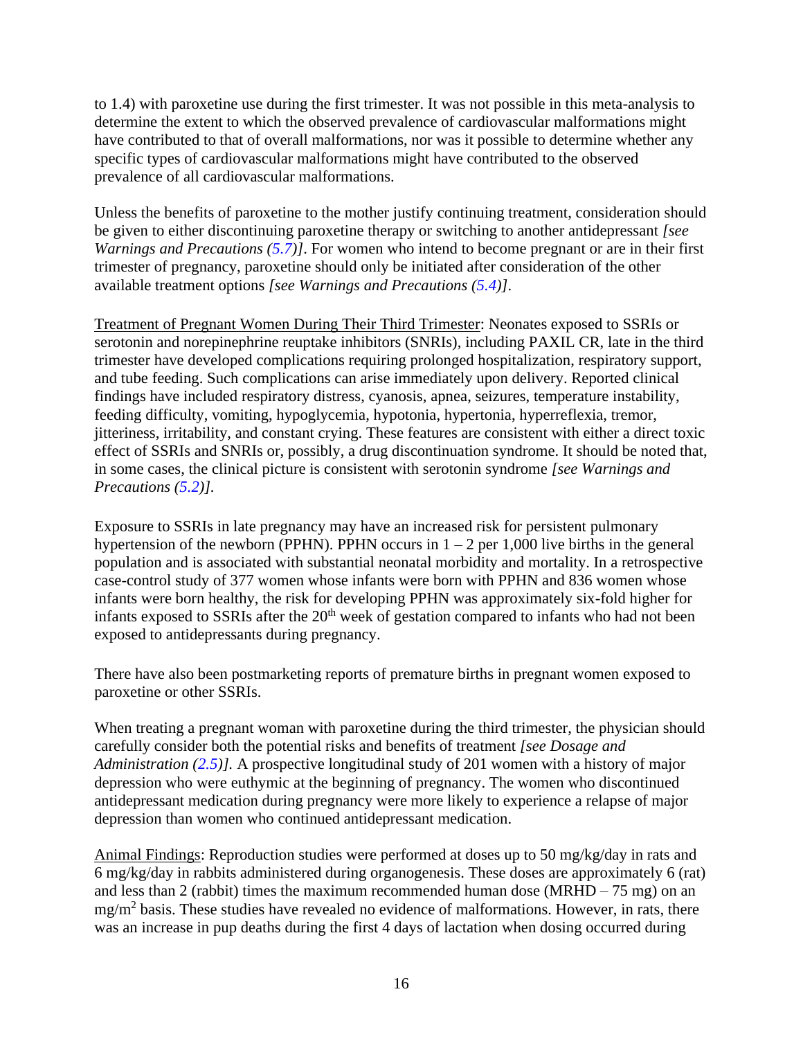to 1.4) with paroxetine use during the first trimester. It was not possible in this meta-analysis to determine the extent to which the observed prevalence of cardiovascular malformations might have contributed to that of overall malformations, nor was it possible to determine whether any specific types of cardiovascular malformations might have contributed to the observed prevalence of all cardiovascular malformations.

Unless the benefits of paroxetine to the mother justify continuing treatment, consideration should be given to either discontinuing paroxetine therapy or switching to another antidepressant *[see Warnings and Precautions (5.7)]*. For women who intend to become pregnant or are in their first trimester of pregnancy, paroxetine should only be initiated after consideration of the other available treatment options *[see Warnings and Precautions (5.4)]*.

Treatment of Pregnant Women During Their Third Trimester: Neonates exposed to SSRIs or serotonin and norepinephrine reuptake inhibitors (SNRIs), including PAXIL CR, late in the third trimester have developed complications requiring prolonged hospitalization, respiratory support, and tube feeding. Such complications can arise immediately upon delivery. Reported clinical findings have included respiratory distress, cyanosis, apnea, seizures, temperature instability, feeding difficulty, vomiting, hypoglycemia, hypotonia, hypertonia, hyperreflexia, tremor, jitteriness, irritability, and constant crying. These features are consistent with either a direct toxic effect of SSRIs and SNRIs or, possibly, a drug discontinuation syndrome. It should be noted that, in some cases, the clinical picture is consistent with serotonin syndrome *[see Warnings and Precautions (5.2)]*.

Exposure to SSRIs in late pregnancy may have an increased risk for persistent pulmonary hypertension of the newborn (PPHN). PPHN occurs in 1 – 2 per 1,000 live births in the general population and is associated with substantial neonatal morbidity and mortality. In a retrospective case-control study of 377 women whose infants were born with PPHN and 836 women whose infants were born healthy, the risk for developing PPHN was approximately six-fold higher for infants exposed to SSRIs after the 20th week of gestation compared to infants who had not been exposed to antidepressants during pregnancy.

There have also been postmarketing reports of premature births in pregnant women exposed to paroxetine or other SSRIs.

When treating a pregnant woman with paroxetine during the third trimester, the physician should carefully consider both the potential risks and benefits of treatment *[see Dosage and Administration (2.5)]*. A prospective longitudinal study of 201 women with a history of major depression who were euthymic at the beginning of pregnancy. The women who discontinued antidepressant medication during pregnancy were more likely to experience a relapse of major depression than women who continued antidepressant medication.

Animal Findings: Reproduction studies were performed at doses up to 50 mg/kg/day in rats and 6 mg/kg/day in rabbits administered during organogenesis. These doses are approximately 6 (rat) and less than 2 (rabbit) times the maximum recommended human dose (MRHD – 75 mg) on an $mg/m^2$ basis. These studies have revealed no evidence of malformations. However, in rats, there was an increase in pup deaths during the first 4 days of lactation when dosing occurred during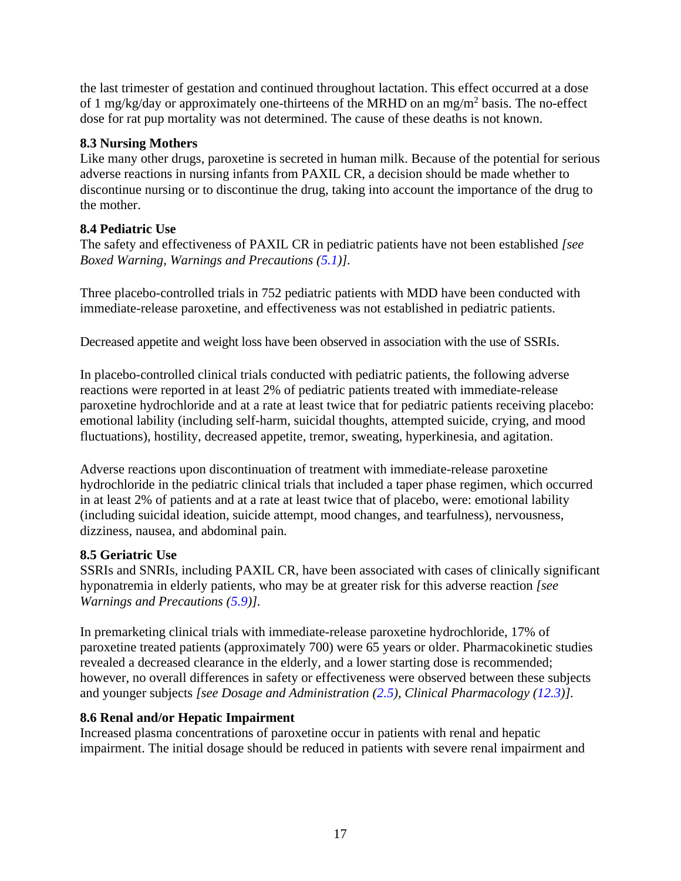the last trimester of gestation and continued throughout lactation. This effect occurred at a dose of 1 mg/kg/day or approximately one-thirteens of the MRHD on an mg/m$^2$ basis. The no-effect dose for rat pup mortality was not determined. The cause of these deaths is not known.

### 8.3 Nursing Mothers

Like many other drugs, paroxetine is secreted in human milk. Because of the potential for serious adverse reactions in nursing infants from PAXIL CR, a decision should be made whether to discontinue nursing or to discontinue the drug, taking into account the importance of the drug to the mother.

### 8.4 Pediatric Use

The safety and effectiveness of PAXIL CR in pediatric patients have not been established *[see Boxed Warning, Warnings and Precautions (5.1)]*.

Three placebo-controlled trials in 752 pediatric patients with MDD have been conducted with immediate-release paroxetine, and effectiveness was not established in pediatric patients.

Decreased appetite and weight loss have been observed in association with the use of SSRIs.

In placebo-controlled clinical trials conducted with pediatric patients, the following adverse reactions were reported in at least 2% of pediatric patients treated with immediate-release paroxetine hydrochloride and at a rate at least twice that for pediatric patients receiving placebo: emotional lability (including self-harm, suicidal thoughts, attempted suicide, crying, and mood fluctuations), hostility, decreased appetite, tremor, sweating, hyperkinesia, and agitation.

Adverse reactions upon discontinuation of treatment with immediate-release paroxetine hydrochloride in the pediatric clinical trials that included a taper phase regimen, which occurred in at least 2% of patients and at a rate at least twice that of placebo, were: emotional lability (including suicidal ideation, suicide attempt, mood changes, and tearfulness), nervousness, dizziness, nausea, and abdominal pain.

### 8.5 Geriatric Use

SSRIs and SNRIs, including PAXIL CR, have been associated with cases of clinically significant hyponatremia in elderly patients, who may be at greater risk for this adverse reaction *[see Warnings and Precautions (5.9)]*.

In premarketing clinical trials with immediate-release paroxetine hydrochloride, 17% of paroxetine treated patients (approximately 700) were 65 years or older. Pharmacokinetic studies revealed a decreased clearance in the elderly, and a lower starting dose is recommended; however, no overall differences in safety or effectiveness were observed between these subjects and younger subjects *[see Dosage and Administration (2.5), Clinical Pharmacology (12.3)]*.

### 8.6 Renal and/or Hepatic Impairment

Increased plasma concentrations of paroxetine occur in patients with renal and hepatic impairment. The initial dosage should be reduced in patients with severe renal impairment and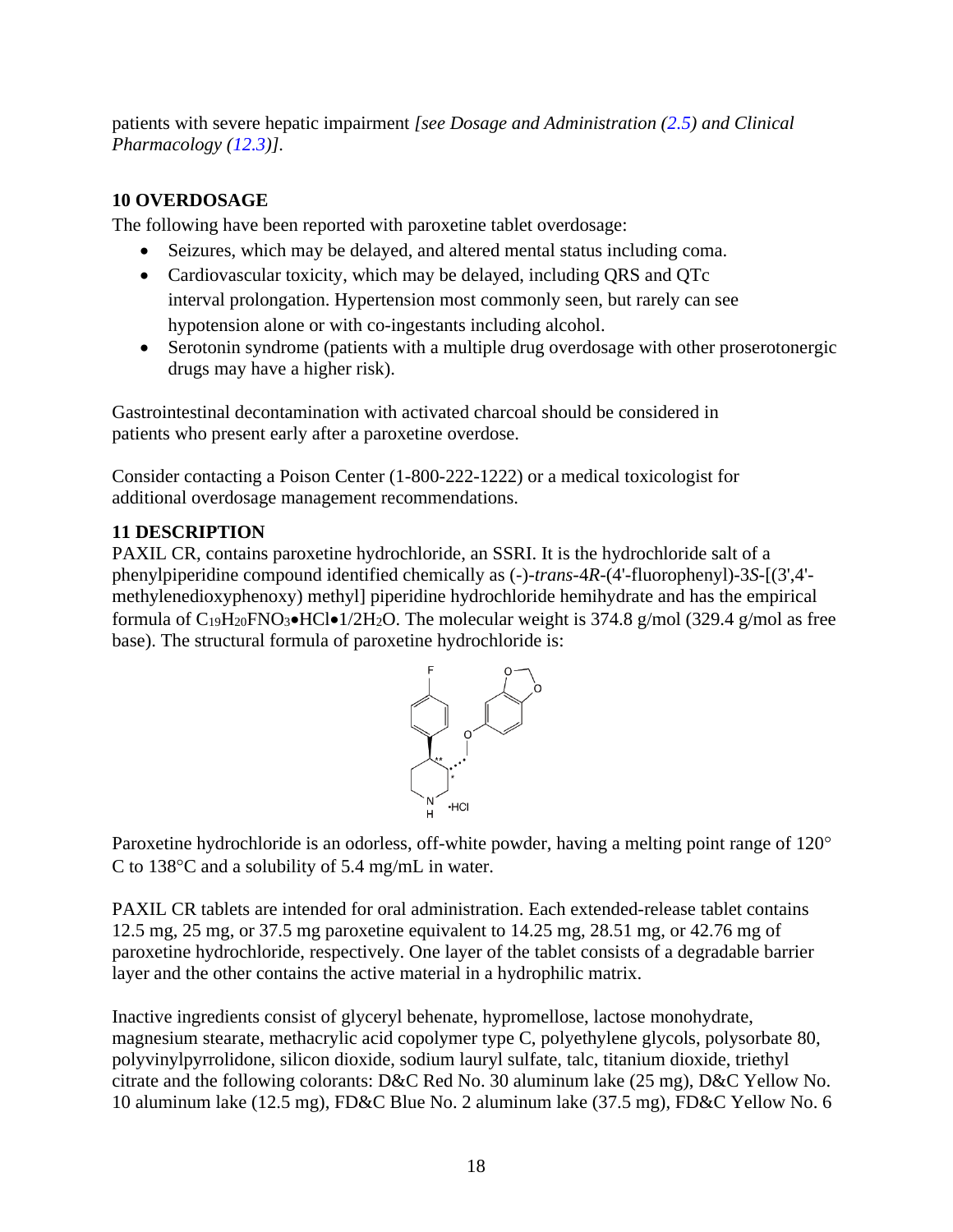patients with severe hepatic impairment *[see Dosage and Administration (2.5) and Clinical Pharmacology (12.3)].*

## 10 OVERDOSAGE

The following have been reported with paroxetine tablet overdosage:

- Seizures, which may be delayed, and altered mental status including coma.
- Cardiovascular toxicity, which may be delayed, including QRS and QTc interval prolongation. Hypertension most commonly seen, but rarely can see hypotension alone or with co-ingestants including alcohol.
- Serotonin syndrome (patients with a multiple drug overdosage with other proserotonergic drugs may have a higher risk).

Gastrointestinal decontamination with activated charcoal should be considered in patients who present early after a paroxetine overdose.

Consider contacting a Poison Center (1-800-222-1222) or a medical toxicologist for additional overdosage management recommendations.

## 11 DESCRIPTION

PAXIL CR, contains paroxetine hydrochloride, an SSRI. It is the hydrochloride salt of a phenylpiperidine compound identified chemically as (-)-*trans*-4*R*-(4'-fluorophenyl)-3*S*-[(3',4'-methylenedioxyphenoxy) methyl] piperidine hydrochloride hemihydrate and has the empirical formula of $C_{19}H_{20}FNO_3 \bullet HCl \bullet 1/2H_2O$. The molecular weight is 374.8 g/mol (329.4 g/mol as free base). The structural formula of paroxetine hydrochloride is:

Paroxetine hydrochloride is an odorless, off-white powder, having a melting point range of 120° C to 138°C and a solubility of 5.4 mg/mL in water.

PAXIL CR tablets are intended for oral administration. Each extended-release tablet contains 12.5 mg, 25 mg, or 37.5 mg paroxetine equivalent to 14.25 mg, 28.51 mg, or 42.76 mg of paroxetine hydrochloride, respectively. One layer of the tablet consists of a degradable barrier layer and the other contains the active material in a hydrophilic matrix.

Inactive ingredients consist of glyceryl behenate, hypromellose, lactose monohydrate, magnesium stearate, methacrylic acid copolymer type C, polyethylene glycols, polysorbate 80, polyvinylpyrrolidone, silicon dioxide, sodium lauryl sulfate, talc, titanium dioxide, triethyl citrate and the following colorants: D&C Red No. 30 aluminum lake (25 mg), D&C Yellow No. 10 aluminum lake (12.5 mg), FD&C Blue No. 2 aluminum lake (37.5 mg), FD&C Yellow No. 6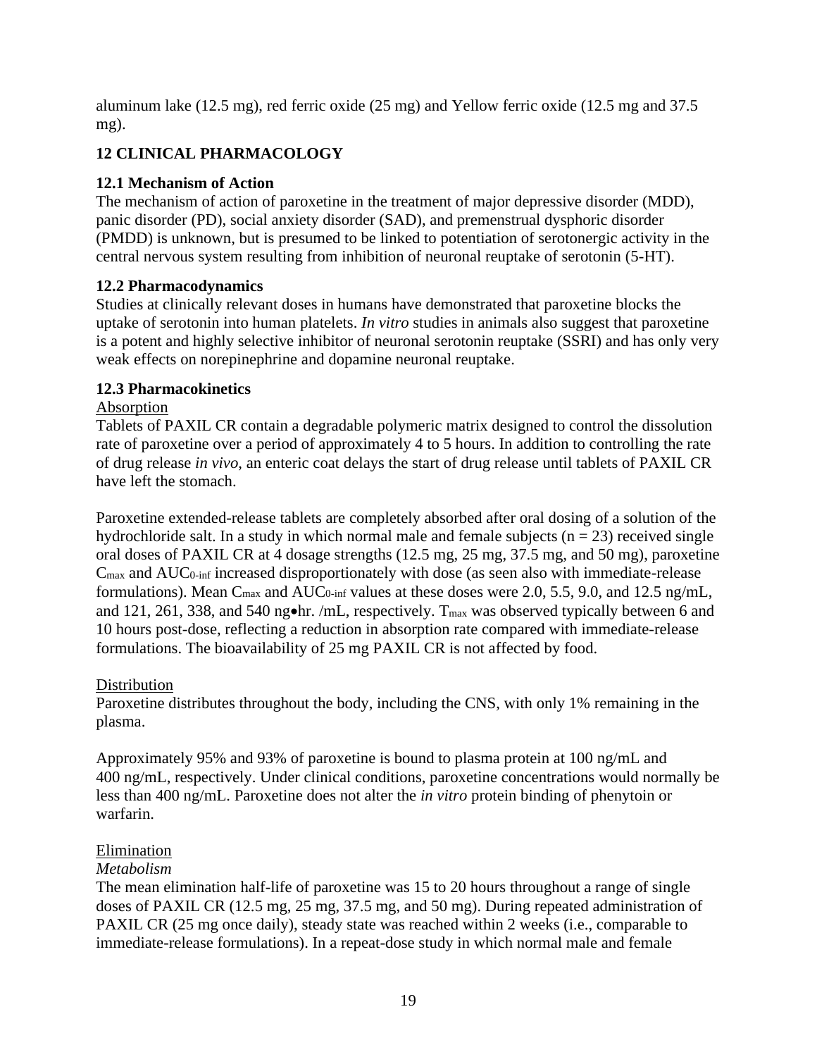aluminum lake (12.5 mg), red ferric oxide (25 mg) and Yellow ferric oxide (12.5 mg and 37.5 mg).

## 12 CLINICAL PHARMACOLOGY

### 12.1 Mechanism of Action

The mechanism of action of paroxetine in the treatment of major depressive disorder (MDD), panic disorder (PD), social anxiety disorder (SAD), and premenstrual dysphoric disorder (PMDD) is unknown, but is presumed to be linked to potentiation of serotonergic activity in the central nervous system resulting from inhibition of neuronal reuptake of serotonin (5-HT).

### 12.2 Pharmacodynamics

Studies at clinically relevant doses in humans have demonstrated that paroxetine blocks the uptake of serotonin into human platelets. *In vitro* studies in animals also suggest that paroxetine is a potent and highly selective inhibitor of neuronal serotonin reuptake (SSRI) and has only very weak effects on norepinephrine and dopamine neuronal reuptake.

### 12.3 Pharmacokinetics

Absorption

Tablets of PAXIL CR contain a degradable polymeric matrix designed to control the dissolution rate of paroxetine over a period of approximately 4 to 5 hours. In addition to controlling the rate of drug release *in vivo*, an enteric coat delays the start of drug release until tablets of PAXIL CR have left the stomach.

Paroxetine extended-release tablets are completely absorbed after oral dosing of a solution of the hydrochloride salt. In a study in which normal male and female subjects (n = 23) received single oral doses of PAXIL CR at 4 dosage strengths (12.5 mg, 25 mg, 37.5 mg, and 50 mg), paroxetine $C_{max}$ and $AUC_{0\text{-}inf}$ increased disproportionately with dose (as seen also with immediate-release formulations). Mean $C_{max}$ and $AUC_{0\text{-}inf}$ values at these doses were 2.0, 5.5, 9.0, and 12.5 ng/mL, and 121, 261, 338, and 540 ng•hr. /mL, respectively. $T_{max}$ was observed typically between 6 and 10 hours post-dose, reflecting a reduction in absorption rate compared with immediate-release formulations. The bioavailability of 25 mg PAXIL CR is not affected by food.

Distribution

Paroxetine distributes throughout the body, including the CNS, with only 1% remaining in the plasma.

Approximately 95% and 93% of paroxetine is bound to plasma protein at 100 ng/mL and 400 ng/mL, respectively. Under clinical conditions, paroxetine concentrations would normally be less than 400 ng/mL. Paroxetine does not alter the *in vitro* protein binding of phenytoin or warfarin.

Elimination

*Metabolism*

The mean elimination half-life of paroxetine was 15 to 20 hours throughout a range of single doses of PAXIL CR (12.5 mg, 25 mg, 37.5 mg, and 50 mg). During repeated administration of PAXIL CR (25 mg once daily), steady state was reached within 2 weeks (i.e., comparable to immediate-release formulations). In a repeat-dose study in which normal male and female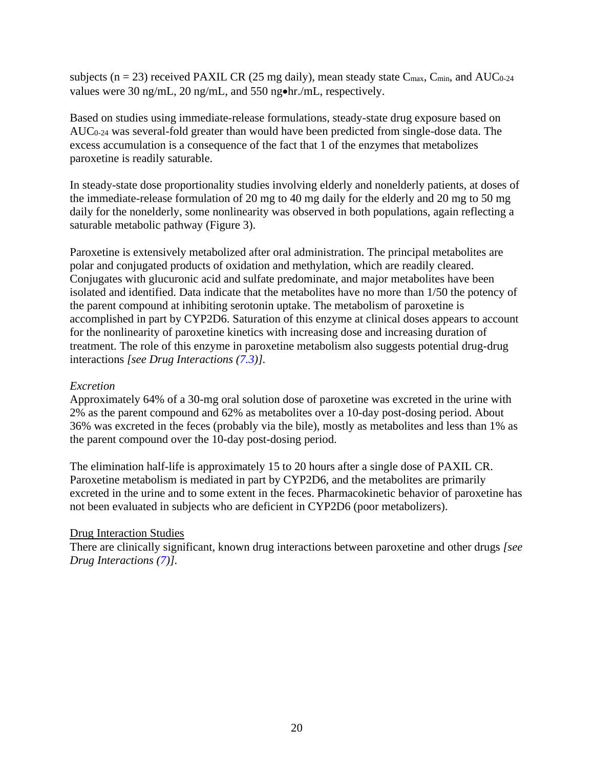subjects (n = 23) received PAXIL CR (25 mg daily), mean steady state $C_{max}$, $C_{min}$, and $AUC_{0-24}$ values were 30 ng/mL, 20 ng/mL, and 550 ng•hr./mL, respectively.

Based on studies using immediate-release formulations, steady-state drug exposure based on $AUC_{0-24}$ was several-fold greater than would have been predicted from single-dose data. The excess accumulation is a consequence of the fact that 1 of the enzymes that metabolizes paroxetine is readily saturable.

In steady-state dose proportionality studies involving elderly and nonelderly patients, at doses of the immediate-release formulation of 20 mg to 40 mg daily for the elderly and 20 mg to 50 mg daily for the nonelderly, some nonlinearity was observed in both populations, again reflecting a saturable metabolic pathway (Figure 3).

Paroxetine is extensively metabolized after oral administration. The principal metabolites are polar and conjugated products of oxidation and methylation, which are readily cleared. Conjugates with glucuronic acid and sulfate predominate, and major metabolites have been isolated and identified. Data indicate that the metabolites have no more than 1/50 the potency of the parent compound at inhibiting serotonin uptake. The metabolism of paroxetine is accomplished in part by CYP2D6. Saturation of this enzyme at clinical doses appears to account for the nonlinearity of paroxetine kinetics with increasing dose and increasing duration of treatment. The role of this enzyme in paroxetine metabolism also suggests potential drug-drug interactions *[see Drug Interactions (7.3)]*.

*Excretion*

Approximately 64% of a 30-mg oral solution dose of paroxetine was excreted in the urine with 2% as the parent compound and 62% as metabolites over a 10-day post-dosing period. About 36% was excreted in the feces (probably via the bile), mostly as metabolites and less than 1% as the parent compound over the 10-day post-dosing period.

The elimination half-life is approximately 15 to 20 hours after a single dose of PAXIL CR. Paroxetine metabolism is mediated in part by CYP2D6, and the metabolites are primarily excreted in the urine and to some extent in the feces. Pharmacokinetic behavior of paroxetine has not been evaluated in subjects who are deficient in CYP2D6 (poor metabolizers).

Drug Interaction Studies

There are clinically significant, known drug interactions between paroxetine and other drugs *[see Drug Interactions (7)]*.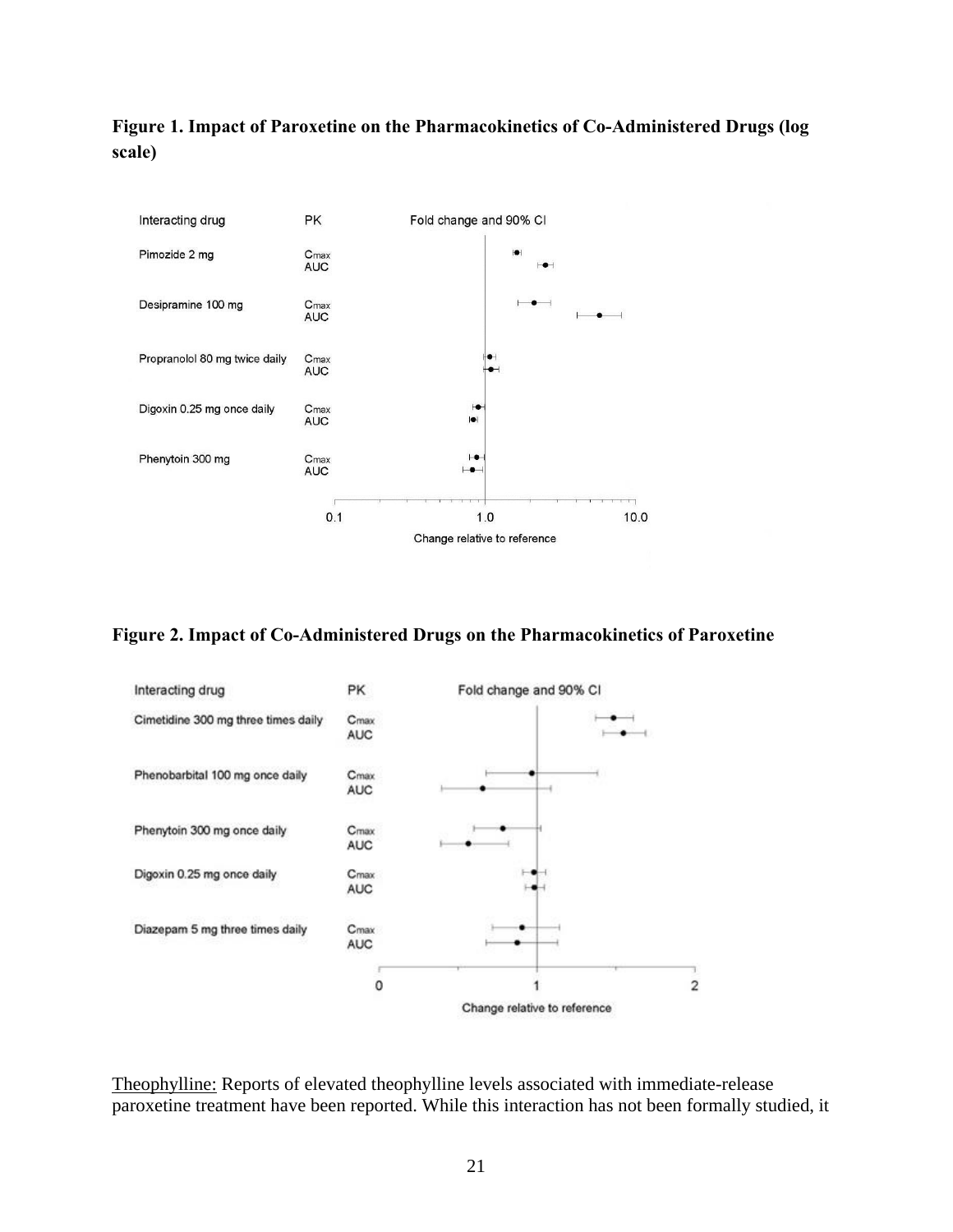**Figure 1. Impact of Paroxetine on the Pharmacokinetics of Co-Administered Drugs (log scale)**

**Figure 2. Impact of Co-Administered Drugs on the Pharmacokinetics of Paroxetine**

Theophylline: Reports of elevated theophylline levels associated with immediate-release paroxetine treatment have been reported. While this interaction has not been formally studied, it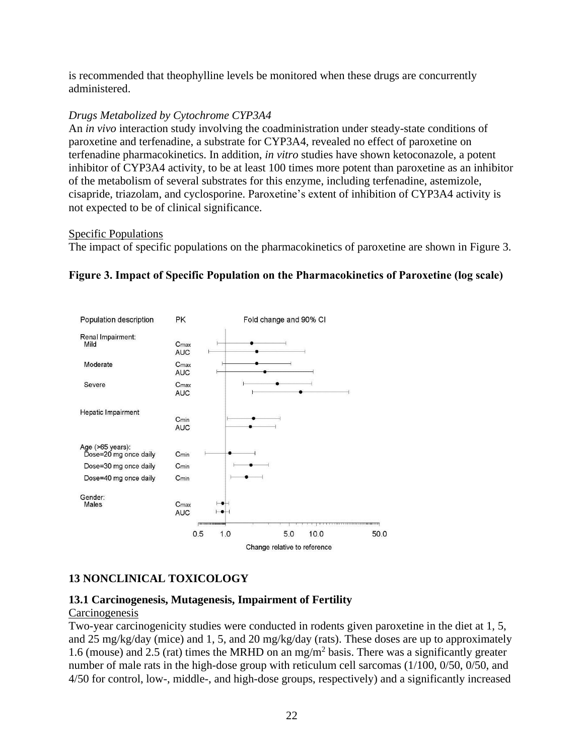is recommended that theophylline levels be monitored when these drugs are concurrently administered.

*Drugs Metabolized by Cytochrome CYP3A4*

An *in vivo* interaction study involving the coadministration under steady-state conditions of paroxetine and terfenadine, a substrate for CYP3A4, revealed no effect of paroxetine on terfenadine pharmacokinetics. In addition, *in vitro* studies have shown ketoconazole, a potent inhibitor of CYP3A4 activity, to be at least 100 times more potent than paroxetine as an inhibitor of the metabolism of several substrates for this enzyme, including terfenadine, astemizole, cisapride, triazolam, and cyclosporine. Paroxetine's extent of inhibition of CYP3A4 activity is not expected to be of clinical significance.

Specific Populations

The impact of specific populations on the pharmacokinetics of paroxetine are shown in Figure 3.

**Figure 3. Impact of Specific Population on the Pharmacokinetics of Paroxetine (log scale)**

## 13 NONCLINICAL TOXICOLOGY

### 13.1 Carcinogenesis, Mutagenesis, Impairment of Fertility

Carcinogenesis

Two-year carcinogenicity studies were conducted in rodents given paroxetine in the diet at 1, 5, and 25 mg/kg/day (mice) and 1, 5, and 20 mg/kg/day (rats). These doses are up to approximately 1.6 (mouse) and 2.5 (rat) times the MRHD on an $mg/m^2$ basis. There was a significantly greater number of male rats in the high-dose group with reticulum cell sarcomas (1/100, 0/50, 0/50, and 4/50 for control, low-, middle-, and high-dose groups, respectively) and a significantly increased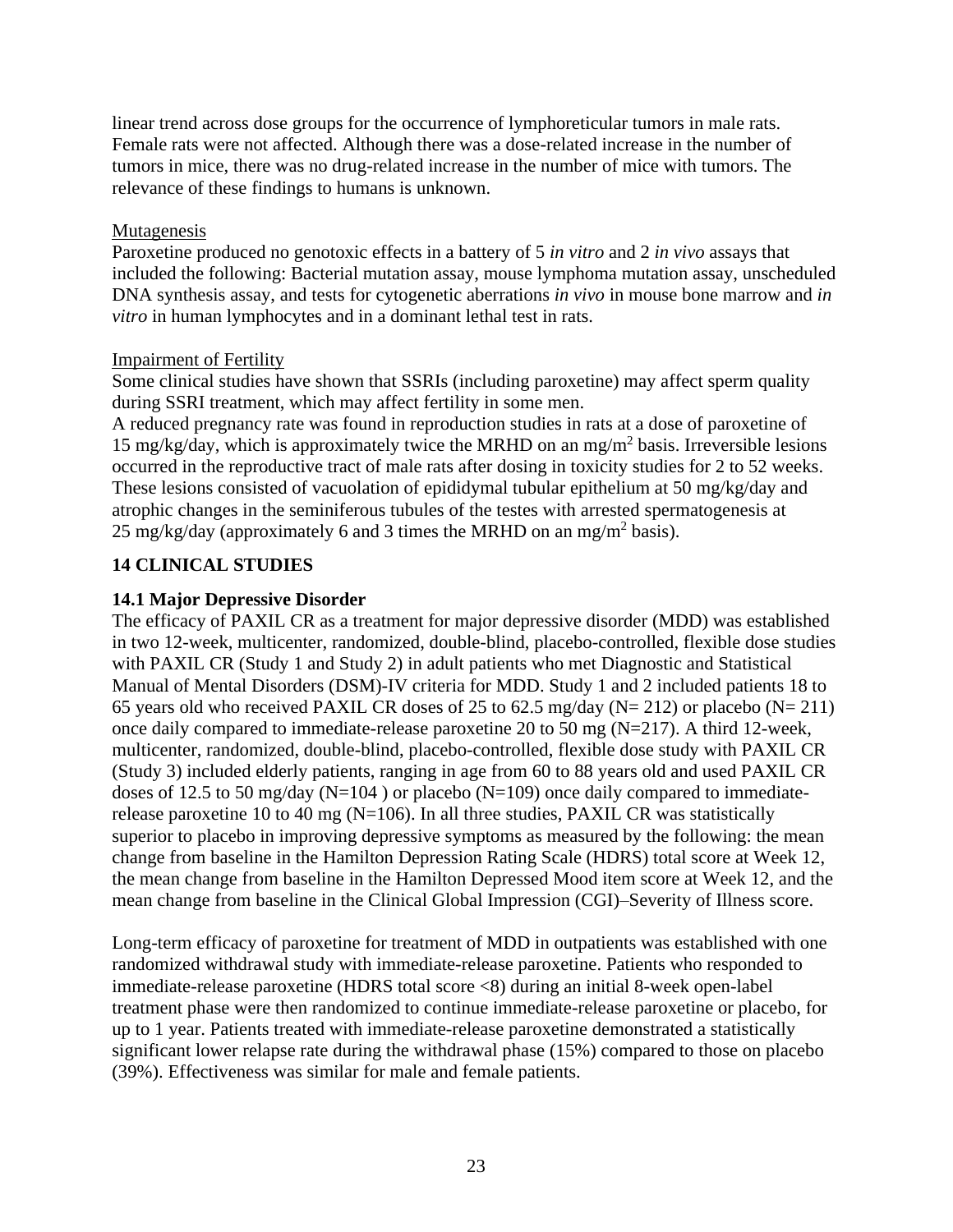linear trend across dose groups for the occurrence of lymphoreticular tumors in male rats. Female rats were not affected. Although there was a dose-related increase in the number of tumors in mice, there was no drug-related increase in the number of mice with tumors. The relevance of these findings to humans is unknown.

Mutagenesis

Paroxetine produced no genotoxic effects in a battery of 5 *in vitro* and 2 *in vivo* assays that included the following: Bacterial mutation assay, mouse lymphoma mutation assay, unscheduled DNA synthesis assay, and tests for cytogenetic aberrations *in vivo* in mouse bone marrow and *in vitro* in human lymphocytes and in a dominant lethal test in rats.

Impairment of Fertility

Some clinical studies have shown that SSRIs (including paroxetine) may affect sperm quality during SSRI treatment, which may affect fertility in some men.

A reduced pregnancy rate was found in reproduction studies in rats at a dose of paroxetine of 15 mg/kg/day, which is approximately twice the MRHD on an $mg/m^2$ basis. Irreversible lesions occurred in the reproductive tract of male rats after dosing in toxicity studies for 2 to 52 weeks. These lesions consisted of vacuolation of epididymal tubular epithelium at 50 mg/kg/day and atrophic changes in the seminiferous tubules of the testes with arrested spermatogenesis at 25 mg/kg/day (approximately 6 and 3 times the MRHD on an $mg/m^2$ basis).

## 14 CLINICAL STUDIES

### 14.1 Major Depressive Disorder

The efficacy of PAXIL CR as a treatment for major depressive disorder (MDD) was established in two 12-week, multicenter, randomized, double-blind, placebo-controlled, flexible dose studies with PAXIL CR (Study 1 and Study 2) in adult patients who met Diagnostic and Statistical Manual of Mental Disorders (DSM)-IV criteria for MDD. Study 1 and 2 included patients 18 to 65 years old who received PAXIL CR doses of 25 to 62.5 mg/day (N= 212) or placebo (N= 211) once daily compared to immediate-release paroxetine 20 to 50 mg (N=217). A third 12-week, multicenter, randomized, double-blind, placebo-controlled, flexible dose study with PAXIL CR (Study 3) included elderly patients, ranging in age from 60 to 88 years old and used PAXIL CR doses of 12.5 to 50 mg/day (N=104 ) or placebo (N=109) once daily compared to immediate-release paroxetine 10 to 40 mg (N=106). In all three studies, PAXIL CR was statistically superior to placebo in improving depressive symptoms as measured by the following: the mean change from baseline in the Hamilton Depression Rating Scale (HDRS) total score at Week 12, the mean change from baseline in the Hamilton Depressed Mood item score at Week 12, and the mean change from baseline in the Clinical Global Impression (CGI)–Severity of Illness score.

Long-term efficacy of paroxetine for treatment of MDD in outpatients was established with one randomized withdrawal study with immediate-release paroxetine. Patients who responded to immediate-release paroxetine (HDRS total score <8) during an initial 8-week open-label treatment phase were then randomized to continue immediate-release paroxetine or placebo, for up to 1 year. Patients treated with immediate-release paroxetine demonstrated a statistically significant lower relapse rate during the withdrawal phase (15%) compared to those on placebo (39%). Effectiveness was similar for male and female patients.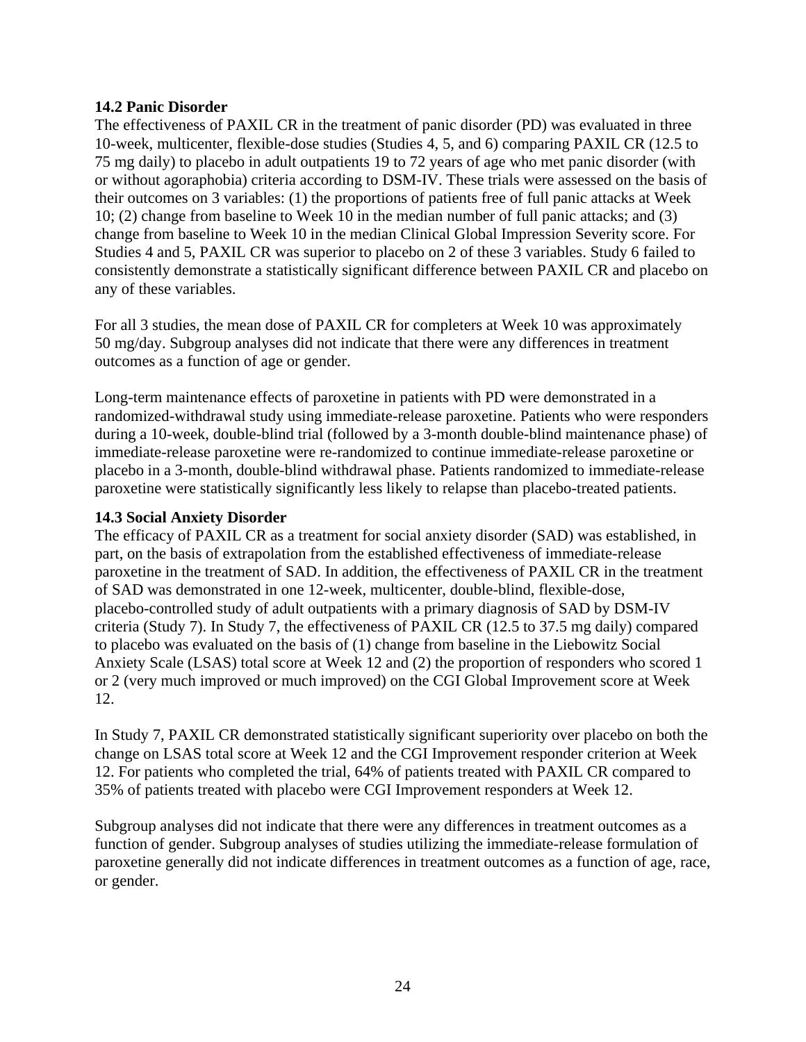**14.2 Panic Disorder**

The effectiveness of PAXIL CR in the treatment of panic disorder (PD) was evaluated in three 10-week, multicenter, flexible-dose studies (Studies 4, 5, and 6) comparing PAXIL CR (12.5 to 75 mg daily) to placebo in adult outpatients 19 to 72 years of age who met panic disorder (with or without agoraphobia) criteria according to DSM-IV. These trials were assessed on the basis of their outcomes on 3 variables: (1) the proportions of patients free of full panic attacks at Week 10; (2) change from baseline to Week 10 in the median number of full panic attacks; and (3) change from baseline to Week 10 in the median Clinical Global Impression Severity score. For Studies 4 and 5, PAXIL CR was superior to placebo on 2 of these 3 variables. Study 6 failed to consistently demonstrate a statistically significant difference between PAXIL CR and placebo on any of these variables.

For all 3 studies, the mean dose of PAXIL CR for completers at Week 10 was approximately 50 mg/day. Subgroup analyses did not indicate that there were any differences in treatment outcomes as a function of age or gender.

Long-term maintenance effects of paroxetine in patients with PD were demonstrated in a randomized-withdrawal study using immediate-release paroxetine. Patients who were responders during a 10-week, double-blind trial (followed by a 3-month double-blind maintenance phase) of immediate-release paroxetine were re-randomized to continue immediate-release paroxetine or placebo in a 3-month, double-blind withdrawal phase. Patients randomized to immediate-release paroxetine were statistically significantly less likely to relapse than placebo-treated patients.

**14.3 Social Anxiety Disorder**

The efficacy of PAXIL CR as a treatment for social anxiety disorder (SAD) was established, in part, on the basis of extrapolation from the established effectiveness of immediate-release paroxetine in the treatment of SAD. In addition, the effectiveness of PAXIL CR in the treatment of SAD was demonstrated in one 12-week, multicenter, double-blind, flexible-dose, placebo-controlled study of adult outpatients with a primary diagnosis of SAD by DSM-IV criteria (Study 7). In Study 7, the effectiveness of PAXIL CR (12.5 to 37.5 mg daily) compared to placebo was evaluated on the basis of (1) change from baseline in the Liebowitz Social Anxiety Scale (LSAS) total score at Week 12 and (2) the proportion of responders who scored 1 or 2 (very much improved or much improved) on the CGI Global Improvement score at Week 12.

In Study 7, PAXIL CR demonstrated statistically significant superiority over placebo on both the change on LSAS total score at Week 12 and the CGI Improvement responder criterion at Week 12. For patients who completed the trial, 64% of patients treated with PAXIL CR compared to 35% of patients treated with placebo were CGI Improvement responders at Week 12.

Subgroup analyses did not indicate that there were any differences in treatment outcomes as a function of gender. Subgroup analyses of studies utilizing the immediate-release formulation of paroxetine generally did not indicate differences in treatment outcomes as a function of age, race, or gender.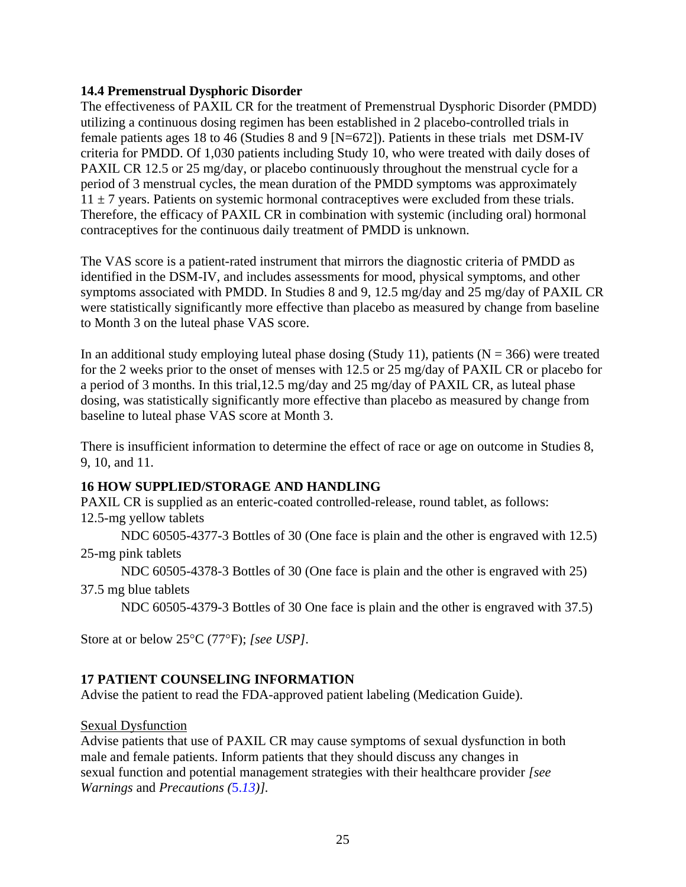### 14.4 Premenstrual Dysphoric Disorder

The effectiveness of PAXIL CR for the treatment of Premenstrual Dysphoric Disorder (PMDD) utilizing a continuous dosing regimen has been established in 2 placebo-controlled trials in female patients ages 18 to 46 (Studies 8 and 9 [N=672]). Patients in these trials met DSM-IV criteria for PMDD. Of 1,030 patients including Study 10, who were treated with daily doses of PAXIL CR 12.5 or 25 mg/day, or placebo continuously throughout the menstrual cycle for a period of 3 menstrual cycles, the mean duration of the PMDD symptoms was approximately 11 ± 7 years. Patients on systemic hormonal contraceptives were excluded from these trials. Therefore, the efficacy of PAXIL CR in combination with systemic (including oral) hormonal contraceptives for the continuous daily treatment of PMDD is unknown.

The VAS score is a patient-rated instrument that mirrors the diagnostic criteria of PMDD as identified in the DSM-IV, and includes assessments for mood, physical symptoms, and other symptoms associated with PMDD. In Studies 8 and 9, 12.5 mg/day and 25 mg/day of PAXIL CR were statistically significantly more effective than placebo as measured by change from baseline to Month 3 on the luteal phase VAS score.

In an additional study employing luteal phase dosing (Study 11), patients (N = 366) were treated for the 2 weeks prior to the onset of menses with 12.5 or 25 mg/day of PAXIL CR or placebo for a period of 3 months. In this trial,12.5 mg/day and 25 mg/day of PAXIL CR, as luteal phase dosing, was statistically significantly more effective than placebo as measured by change from baseline to luteal phase VAS score at Month 3.

There is insufficient information to determine the effect of race or age on outcome in Studies 8, 9, 10, and 11.

## 16 HOW SUPPLIED/STORAGE AND HANDLING

PAXIL CR is supplied as an enteric-coated controlled-release, round tablet, as follows:

12.5-mg yellow tablets

NDC 60505-4377-3 Bottles of 30 (One face is plain and the other is engraved with 12.5)

25-mg pink tablets

NDC 60505-4378-3 Bottles of 30 (One face is plain and the other is engraved with 25)

37.5 mg blue tablets

NDC 60505-4379-3 Bottles of 30 One face is plain and the other is engraved with 37.5)

Store at or below 25°C (77°F); *[see USP]*.

## 17 PATIENT COUNSELING INFORMATION

Advise the patient to read the FDA-approved patient labeling (Medication Guide).

Sexual Dysfunction

Advise patients that use of PAXIL CR may cause symptoms of sexual dysfunction in both male and female patients. Inform patients that they should discuss any changes in sexual function and potential management strategies with their healthcare provider *[see Warnings* and *Precautions (5.13)]*.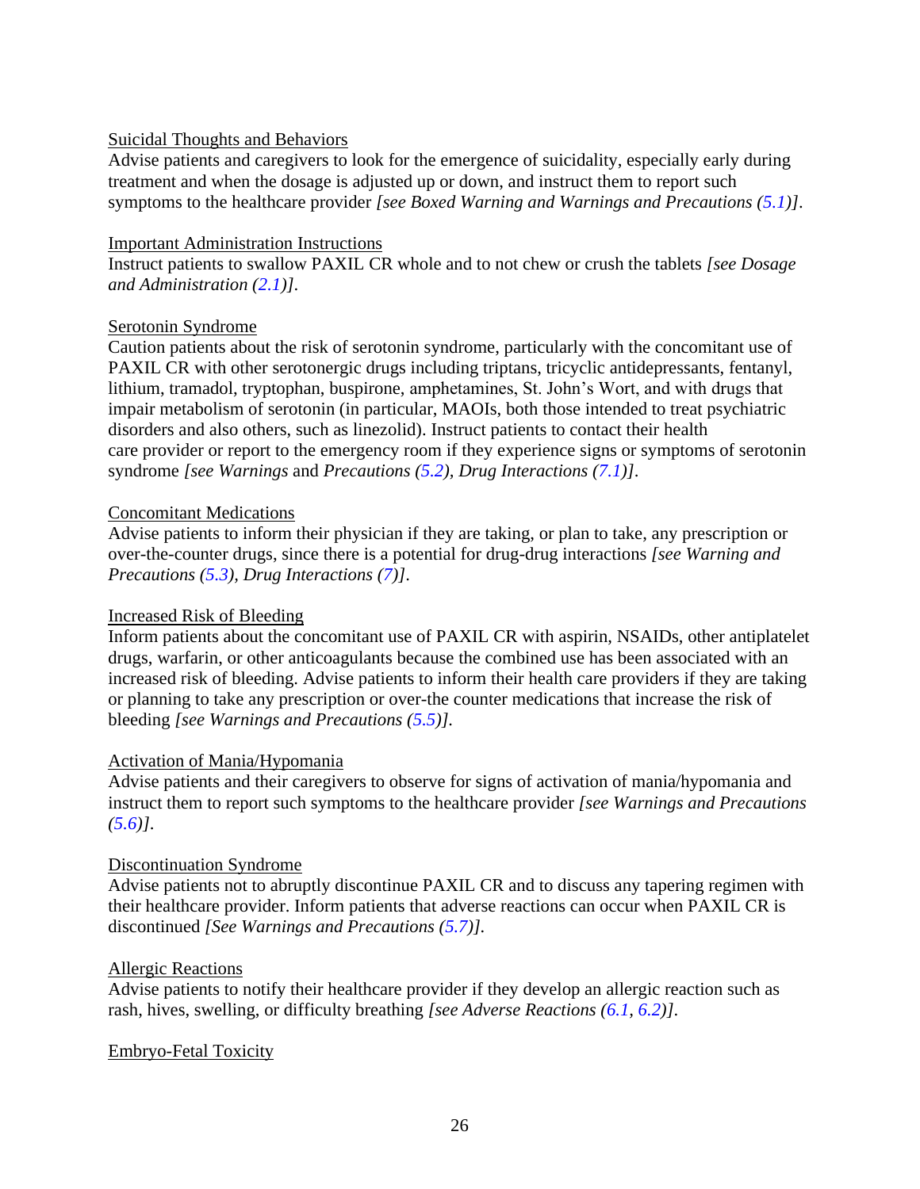Suicidal Thoughts and Behaviors

Advise patients and caregivers to look for the emergence of suicidality, especially early during treatment and when the dosage is adjusted up or down, and instruct them to report such symptoms to the healthcare provider *[see Boxed Warning and Warnings and Precautions (5.1)]*.

Important Administration Instructions

Instruct patients to swallow PAXIL CR whole and to not chew or crush the tablets *[see Dosage and Administration (2.1)]*.

Serotonin Syndrome

Caution patients about the risk of serotonin syndrome, particularly with the concomitant use of PAXIL CR with other serotonergic drugs including triptans, tricyclic antidepressants, fentanyl, lithium, tramadol, tryptophan, buspirone, amphetamines, St. John's Wort, and with drugs that impair metabolism of serotonin (in particular, MAOIs, both those intended to treat psychiatric disorders and also others, such as linezolid). Instruct patients to contact their health care provider or report to the emergency room if they experience signs or symptoms of serotonin syndrome *[see Warnings* and *Precautions (5.2), Drug Interactions (7.1)]*.

Concomitant Medications

Advise patients to inform their physician if they are taking, or plan to take, any prescription or over-the-counter drugs, since there is a potential for drug-drug interactions *[see Warning and Precautions (5.3), Drug Interactions (7)]*.

Increased Risk of Bleeding

Inform patients about the concomitant use of PAXIL CR with aspirin, NSAIDs, other antiplatelet drugs, warfarin, or other anticoagulants because the combined use has been associated with an increased risk of bleeding. Advise patients to inform their health care providers if they are taking or planning to take any prescription or over-the counter medications that increase the risk of bleeding *[see Warnings and Precautions (5.5)]*.

Activation of Mania/Hypomania

Advise patients and their caregivers to observe for signs of activation of mania/hypomania and instruct them to report such symptoms to the healthcare provider *[see Warnings and Precautions (5.6)]*.

Discontinuation Syndrome

Advise patients not to abruptly discontinue PAXIL CR and to discuss any tapering regimen with their healthcare provider. Inform patients that adverse reactions can occur when PAXIL CR is discontinued *[See Warnings and Precautions (5.7)]*.

Allergic Reactions

Advise patients to notify their healthcare provider if they develop an allergic reaction such as rash, hives, swelling, or difficulty breathing *[see Adverse Reactions (6.1, 6.2)]*.

Embryo-Fetal Toxicity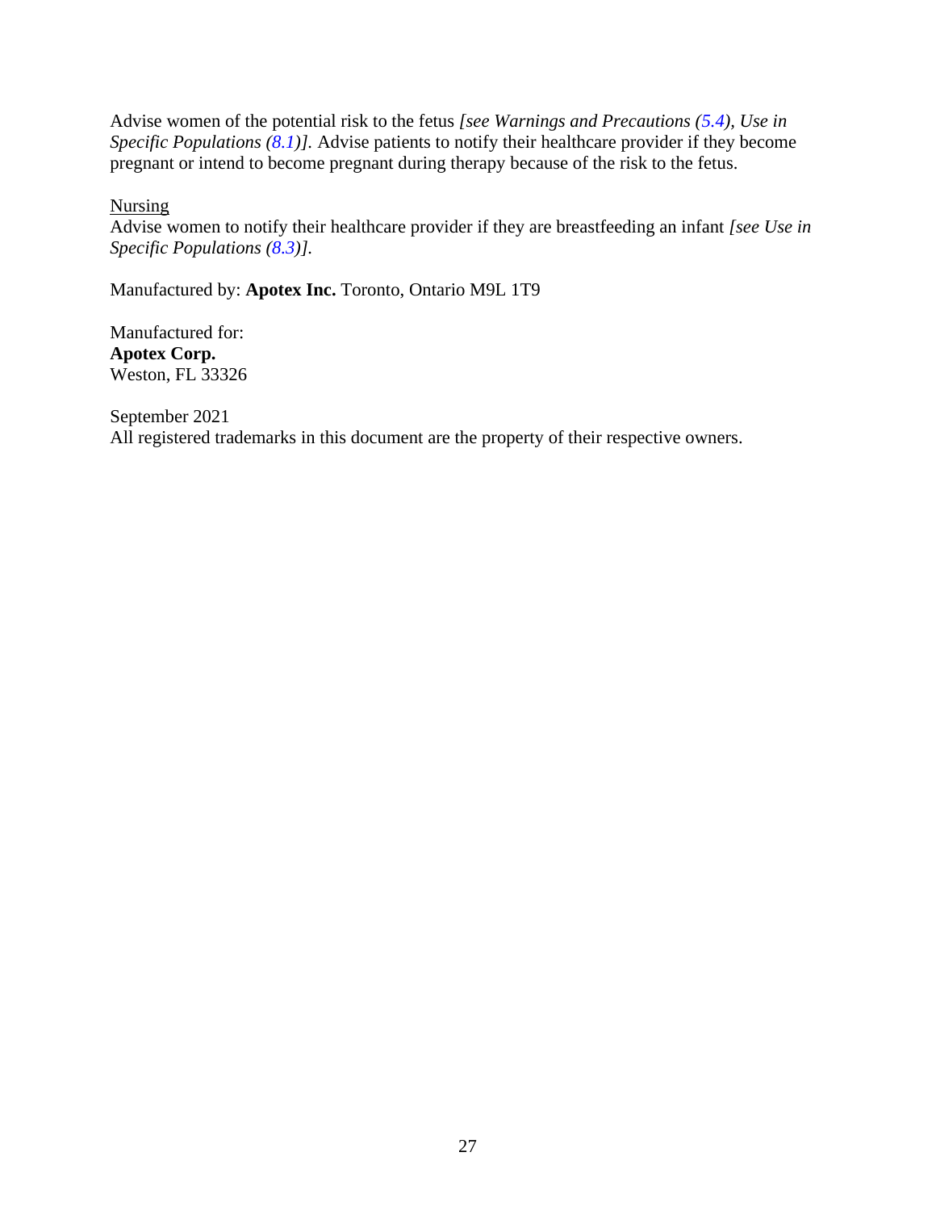Advise women of the potential risk to the fetus *[see Warnings and Precautions (5.4), Use in Specific Populations (8.1)].* Advise patients to notify their healthcare provider if they become pregnant or intend to become pregnant during therapy because of the risk to the fetus.

<u>Nursing</u>

Advise women to notify their healthcare provider if they are breastfeeding an infant *[see Use in Specific Populations (8.3)].*

Manufactured by: **Apotex Inc.** Toronto, Ontario M9L 1T9

Manufactured for:
**Apotex Corp.**
Weston, FL 33326

September 2021
All registered trademarks in this document are the property of their respective owners.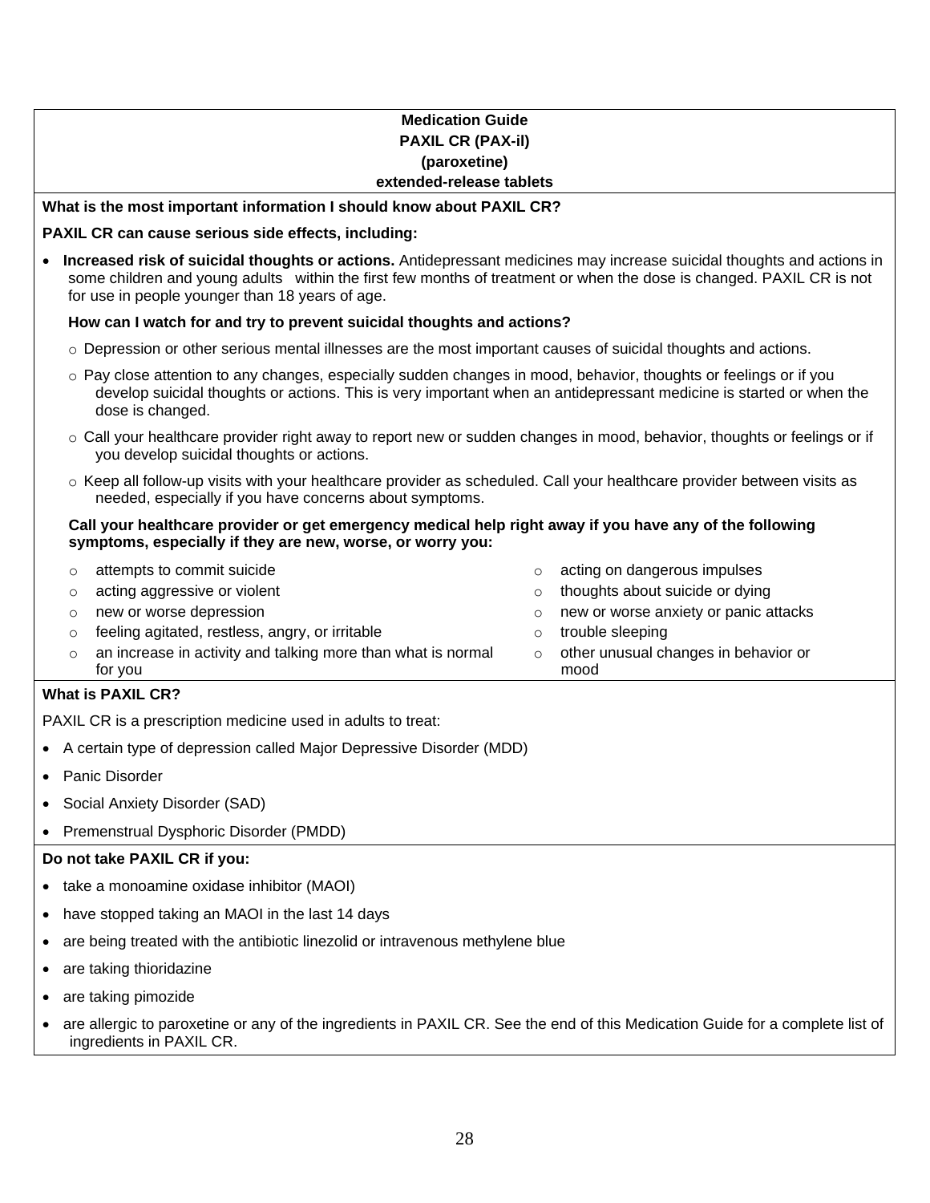**Medication Guide**
**PAXIL CR (PAX-il)**
**(paroxetine)**
**extended-release tablets**

**What is the most important information I should know about PAXIL CR?**

**PAXIL CR can cause serious side effects, including:**

- **Increased risk of suicidal thoughts or actions.** Antidepressant medicines may increase suicidal thoughts and actions in some children and young adults within the first few months of treatment or when the dose is changed. PAXIL CR is not for use in people younger than 18 years of age.

  **How can I watch for and try to prevent suicidal thoughts and actions?**

  - Depression or other serious mental illnesses are the most important causes of suicidal thoughts and actions.
  - Pay close attention to any changes, especially sudden changes in mood, behavior, thoughts or feelings or if you develop suicidal thoughts or actions. This is very important when an antidepressant medicine is started or when the dose is changed.
  - Call your healthcare provider right away to report new or sudden changes in mood, behavior, thoughts or feelings or if you develop suicidal thoughts or actions.
  - Keep all follow-up visits with your healthcare provider as scheduled. Call your healthcare provider between visits as needed, especially if you have concerns about symptoms.

  **Call your healthcare provider or get emergency medical help right away if you have any of the following symptoms, especially if they are new, worse, or worry you:**

  - attempts to commit suicide
  - acting aggressive or violent
  - new or worse depression
  - feeling agitated, restless, angry, or irritable
  - an increase in activity and talking more than what is normal for you
  - acting on dangerous impulses
  - thoughts about suicide or dying
  - new or worse anxiety or panic attacks
  - trouble sleeping
  - other unusual changes in behavior or mood

**What is PAXIL CR?**

PAXIL CR is a prescription medicine used in adults to treat:

- A certain type of depression called Major Depressive Disorder (MDD)
- Panic Disorder
- Social Anxiety Disorder (SAD)
- Premenstrual Dysphoric Disorder (PMDD)

**Do not take PAXIL CR if you:**

- take a monoamine oxidase inhibitor (MAOI)
- have stopped taking an MAOI in the last 14 days
- are being treated with the antibiotic linezolid or intravenous methylene blue
- are taking thioridazine
- are taking pimozide
- are allergic to paroxetine or any of the ingredients in PAXIL CR. See the end of this Medication Guide for a complete list of ingredients in PAXIL CR.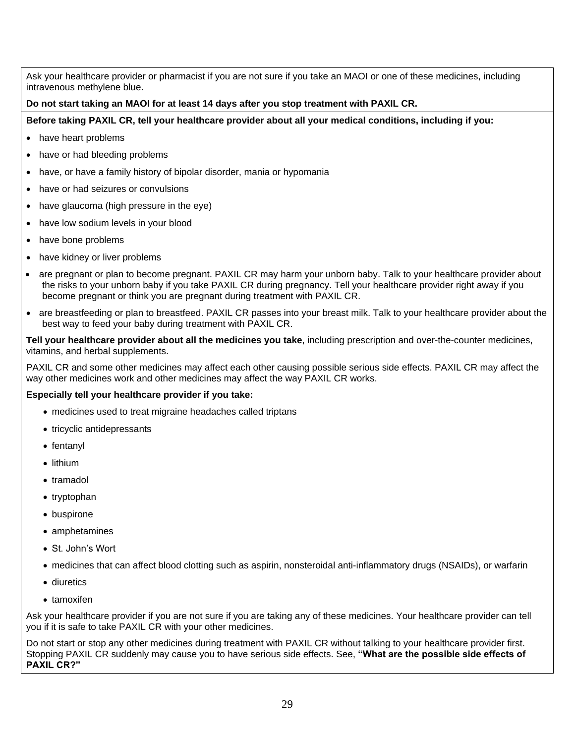Ask your healthcare provider or pharmacist if you are not sure if you take an MAOI or one of these medicines, including intravenous methylene blue.

**Do not start taking an MAOI for at least 14 days after you stop treatment with PAXIL CR.**

**Before taking PAXIL CR, tell your healthcare provider about all your medical conditions, including if you:**

- have heart problems
- have or had bleeding problems
- have, or have a family history of bipolar disorder, mania or hypomania
- have or had seizures or convulsions
- have glaucoma (high pressure in the eye)
- have low sodium levels in your blood
- have bone problems
- have kidney or liver problems
- are pregnant or plan to become pregnant. PAXIL CR may harm your unborn baby. Talk to your healthcare provider about the risks to your unborn baby if you take PAXIL CR during pregnancy. Tell your healthcare provider right away if you become pregnant or think you are pregnant during treatment with PAXIL CR.
- are breastfeeding or plan to breastfeed. PAXIL CR passes into your breast milk. Talk to your healthcare provider about the best way to feed your baby during treatment with PAXIL CR.

**Tell your healthcare provider about all the medicines you take**, including prescription and over-the-counter medicines, vitamins, and herbal supplements.

PAXIL CR and some other medicines may affect each other causing possible serious side effects. PAXIL CR may affect the way other medicines work and other medicines may affect the way PAXIL CR works.

**Especially tell your healthcare provider if you take:**

- medicines used to treat migraine headaches called triptans
- tricyclic antidepressants
- fentanyl
- lithium
- tramadol
- tryptophan
- buspirone
- amphetamines
- St. John's Wort
- medicines that can affect blood clotting such as aspirin, nonsteroidal anti-inflammatory drugs (NSAIDs), or warfarin
- diuretics
- tamoxifen

Ask your healthcare provider if you are not sure if you are taking any of these medicines. Your healthcare provider can tell you if it is safe to take PAXIL CR with your other medicines.

Do not start or stop any other medicines during treatment with PAXIL CR without talking to your healthcare provider first. Stopping PAXIL CR suddenly may cause you to have serious side effects. See, **"What are the possible side effects of PAXIL CR?"**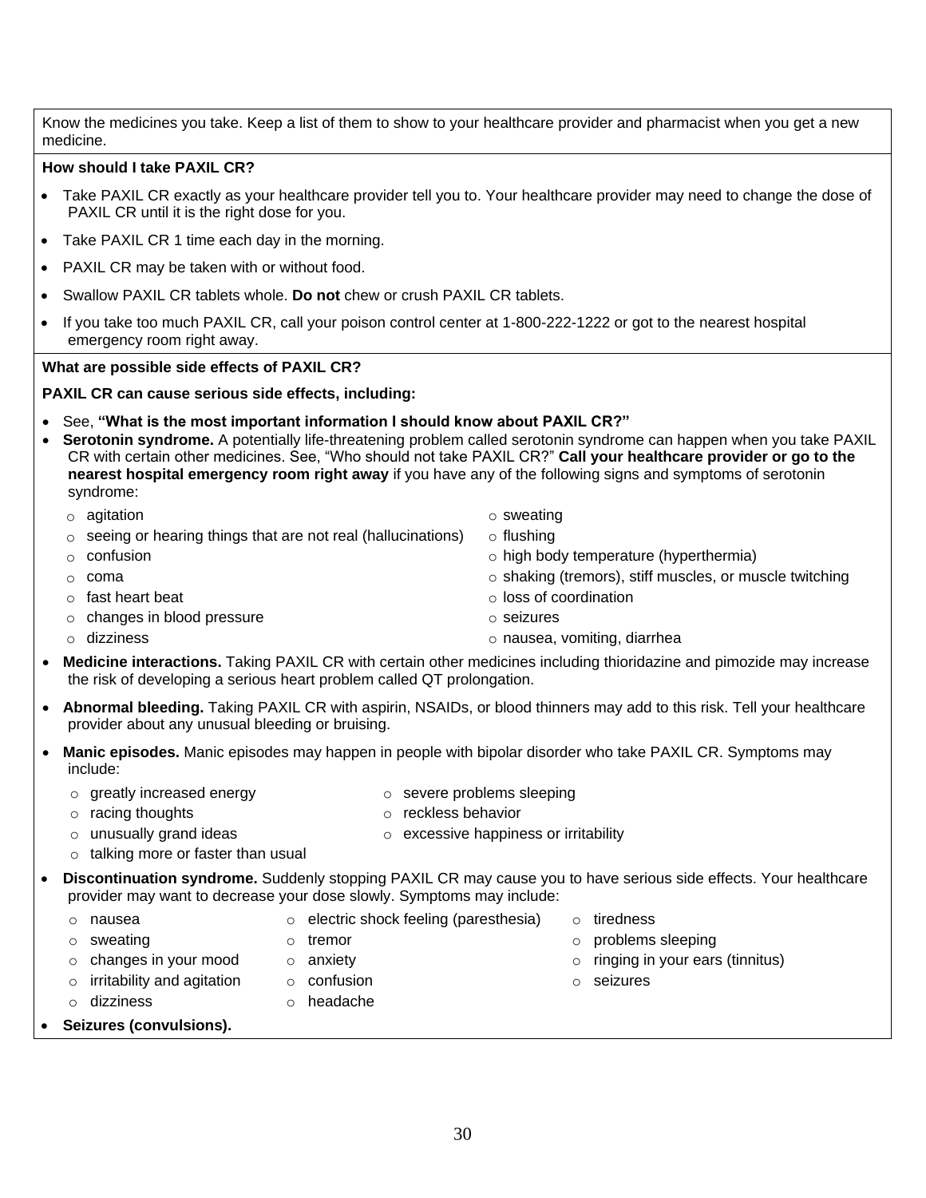Know the medicines you take. Keep a list of them to show to your healthcare provider and pharmacist when you get a new medicine.

**How should I take PAXIL CR?**

- Take PAXIL CR exactly as your healthcare provider tell you to. Your healthcare provider may need to change the dose of PAXIL CR until it is the right dose for you.
- Take PAXIL CR 1 time each day in the morning.
- PAXIL CR may be taken with or without food.
- Swallow PAXIL CR tablets whole. **Do not** chew or crush PAXIL CR tablets.
- If you take too much PAXIL CR, call your poison control center at 1-800-222-1222 or got to the nearest hospital emergency room right away.

**What are possible side effects of PAXIL CR?**

**PAXIL CR can cause serious side effects, including:**

- See, **"What is the most important information I should know about PAXIL CR?"**
- **Serotonin syndrome.** A potentially life-threatening problem called serotonin syndrome can happen when you take PAXIL CR with certain other medicines. See, "Who should not take PAXIL CR?" **Call your healthcare provider or go to the nearest hospital emergency room right away** if you have any of the following signs and symptoms of serotonin syndrome:
  - agitation
  - seeing or hearing things that are not real (hallucinations)
  - confusion
  - coma
  - fast heart beat
  - changes in blood pressure
  - dizziness
  - sweating
  - flushing
  - high body temperature (hyperthermia)
  - shaking (tremors), stiff muscles, or muscle twitching
  - loss of coordination
  - seizures
  - nausea, vomiting, diarrhea
- **Medicine interactions.** Taking PAXIL CR with certain other medicines including thioridazine and pimozide may increase the risk of developing a serious heart problem called QT prolongation.
- **Abnormal bleeding.** Taking PAXIL CR with aspirin, NSAIDs, or blood thinners may add to this risk. Tell your healthcare provider about any unusual bleeding or bruising.
- **Manic episodes.** Manic episodes may happen in people with bipolar disorder who take PAXIL CR. Symptoms may include:
  - greatly increased energy
  - racing thoughts
  - unusually grand ideas
  - talking more or faster than usual
  - severe problems sleeping
  - reckless behavior
  - excessive happiness or irritability
- **Discontinuation syndrome.** Suddenly stopping PAXIL CR may cause you to have serious side effects. Your healthcare provider may want to decrease your dose slowly. Symptoms may include:
  - nausea
  - sweating
  - changes in your mood
  - irritability and agitation
  - dizziness
  - electric shock feeling (paresthesia)
  - tremor
  - anxiety
  - confusion
  - headache
  - tiredness
  - problems sleeping
  - ringing in your ears (tinnitus)
  - seizures
- **Seizures (convulsions).**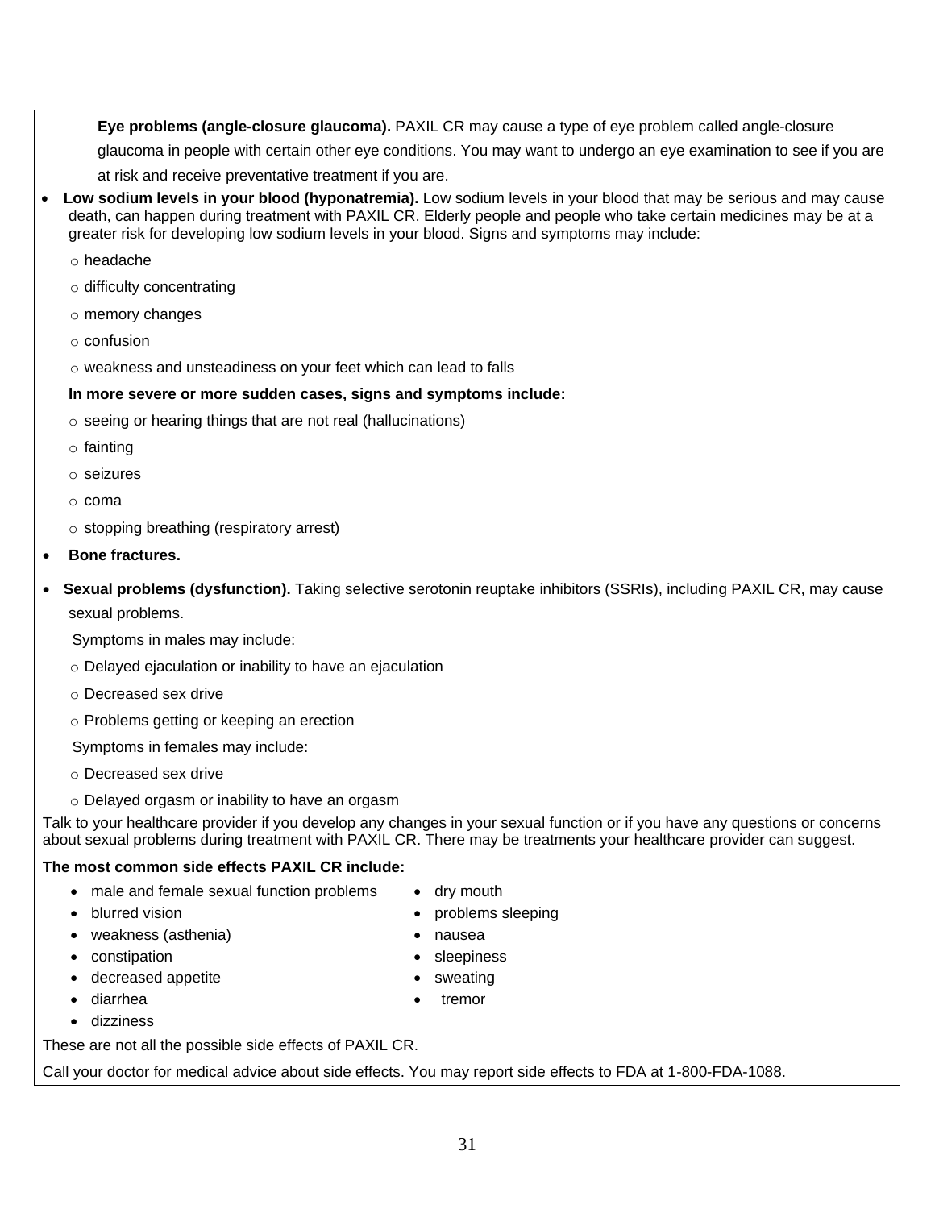**Eye problems (angle-closure glaucoma).** PAXIL CR may cause a type of eye problem called angle-closure glaucoma in people with certain other eye conditions. You may want to undergo an eye examination to see if you are at risk and receive preventative treatment if you are.

- **Low sodium levels in your blood (hyponatremia).** Low sodium levels in your blood that may be serious and may cause death, can happen during treatment with PAXIL CR. Elderly people and people who take certain medicines may be at a greater risk for developing low sodium levels in your blood. Signs and symptoms may include:
  - headache
  - difficulty concentrating
  - memory changes
  - confusion
  - weakness and unsteadiness on your feet which can lead to falls

  **In more severe or more sudden cases, signs and symptoms include:**
  - seeing or hearing things that are not real (hallucinations)
  - fainting
  - seizures
  - coma
  - stopping breathing (respiratory arrest)
- **Bone fractures.**
- **Sexual problems (dysfunction).** Taking selective serotonin reuptake inhibitors (SSRIs), including PAXIL CR, may cause sexual problems.

  Symptoms in males may include:
  - Delayed ejaculation or inability to have an ejaculation
  - Decreased sex drive
  - Problems getting or keeping an erection

  Symptoms in females may include:
  - Decreased sex drive
  - Delayed orgasm or inability to have an orgasm

Talk to your healthcare provider if you develop any changes in your sexual function or if you have any questions or concerns about sexual problems during treatment with PAXIL CR. There may be treatments your healthcare provider can suggest.

**The most common side effects PAXIL CR include:**

- male and female sexual function problems
- blurred vision
- weakness (asthenia)
- constipation
- decreased appetite
- diarrhea
- dizziness
- dry mouth
- problems sleeping
- nausea
- sleepiness
- sweating
- tremor

These are not all the possible side effects of PAXIL CR.

Call your doctor for medical advice about side effects. You may report side effects to FDA at 1-800-FDA-1088.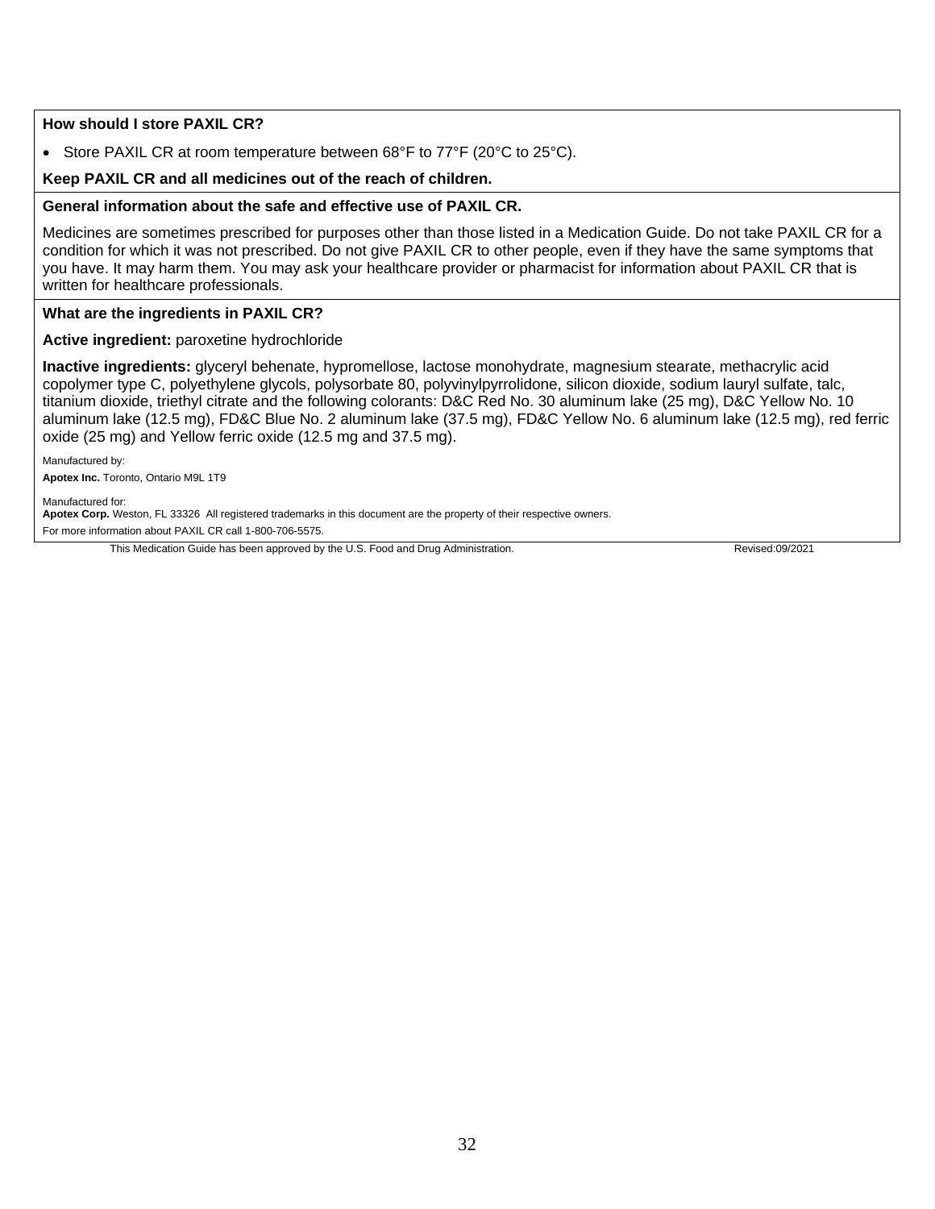**How should I store PAXIL CR?**

- Store PAXIL CR at room temperature between 68°F to 77°F (20°C to 25°C).

**Keep PAXIL CR and all medicines out of the reach of children.**

**General information about the safe and effective use of PAXIL CR.**

Medicines are sometimes prescribed for purposes other than those listed in a Medication Guide. Do not take PAXIL CR for a condition for which it was not prescribed. Do not give PAXIL CR to other people, even if they have the same symptoms that you have. It may harm them. You may ask your healthcare provider or pharmacist for information about PAXIL CR that is written for healthcare professionals.

**What are the ingredients in PAXIL CR?**

**Active ingredient:** paroxetine hydrochloride

**Inactive ingredients:** glyceryl behenate, hypromellose, lactose monohydrate, magnesium stearate, methacrylic acid copolymer type C, polyethylene glycols, polysorbate 80, polyvinylpyrrolidone, silicon dioxide, sodium lauryl sulfate, talc, titanium dioxide, triethyl citrate and the following colorants: D&C Red No. 30 aluminum lake (25 mg), D&C Yellow No. 10 aluminum lake (12.5 mg), FD&C Blue No. 2 aluminum lake (37.5 mg), FD&C Yellow No. 6 aluminum lake (12.5 mg), red ferric oxide (25 mg) and Yellow ferric oxide (12.5 mg and 37.5 mg).

Manufactured by:

**Apotex Inc.** Toronto, Ontario M9L 1T9

Manufactured for:
**Apotex Corp.** Weston, FL 33326 All registered trademarks in this document are the property of their respective owners.

For more information about PAXIL CR call 1-800-706-5575.

This Medication Guide has been approved by the U.S. Food and Drug Administration. Revised:09/2021